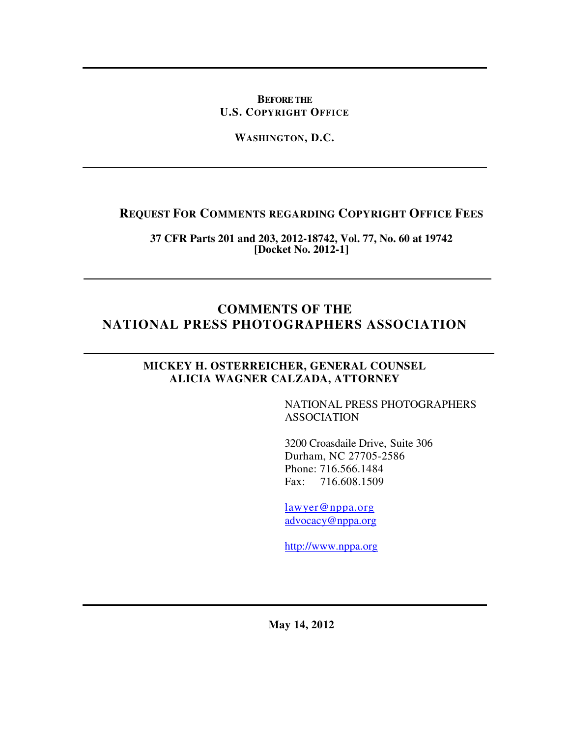**BEFORE THE**
**U.S. COPYRIGHT OFFICE**

**WASHINGTON, D.C.**

---

## REQUEST FOR COMMENTS REGARDING COPYRIGHT OFFICE FEES

**37 CFR Parts 201 and 203, 2012-18742, Vol. 77, No. 60 at 19742**
**[Docket No. 2012-1]**

---

# COMMENTS OF THE NATIONAL PRESS PHOTOGRAPHERS ASSOCIATION

---

**MICKEY H. OSTERREICHER, GENERAL COUNSEL**
**ALICIA WAGNER CALZADA, ATTORNEY**

NATIONAL PRESS PHOTOGRAPHERS ASSOCIATION

3200 Croasdaile Drive, Suite 306
Durham, NC 27705-2586
Phone: 716.566.1484
Fax: 716.608.1509

lawyer@nppa.org
advocacy@nppa.org

http://www.nppa.org

---

**May 14, 2012**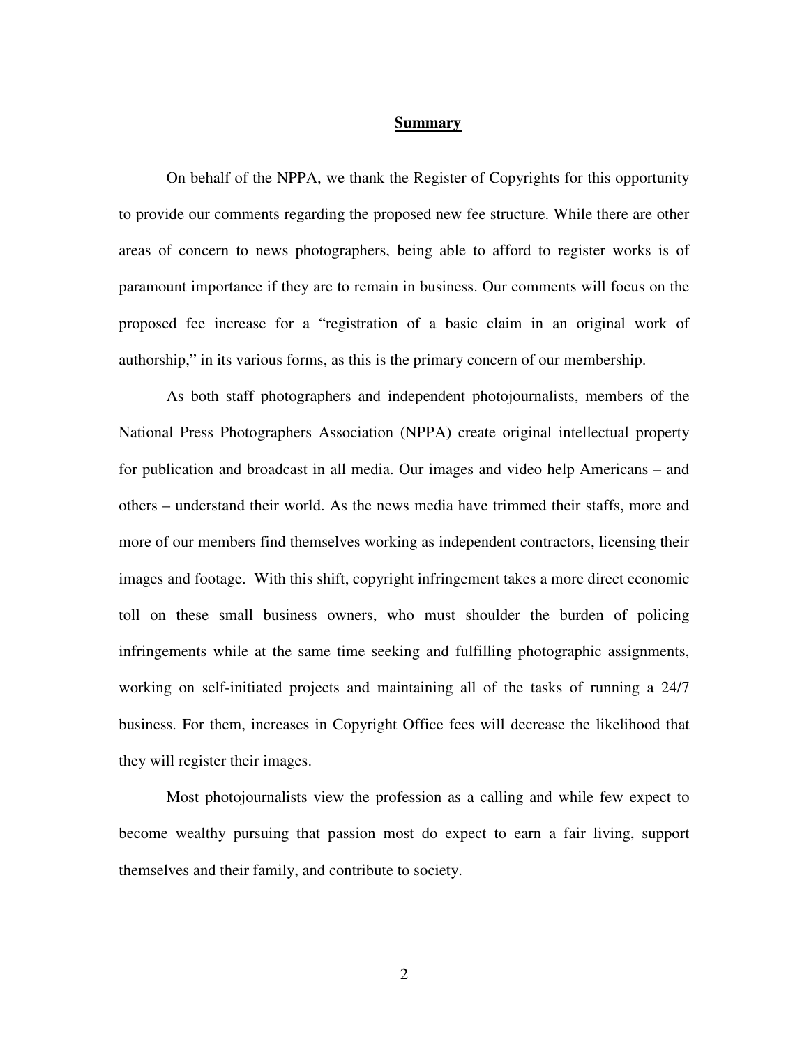## Summary

On behalf of the NPPA, we thank the Register of Copyrights for this opportunity to provide our comments regarding the proposed new fee structure. While there are other areas of concern to news photographers, being able to afford to register works is of paramount importance if they are to remain in business. Our comments will focus on the proposed fee increase for a "registration of a basic claim in an original work of authorship," in its various forms, as this is the primary concern of our membership.

As both staff photographers and independent photojournalists, members of the National Press Photographers Association (NPPA) create original intellectual property for publication and broadcast in all media. Our images and video help Americans – and others – understand their world. As the news media have trimmed their staffs, more and more of our members find themselves working as independent contractors, licensing their images and footage. With this shift, copyright infringement takes a more direct economic toll on these small business owners, who must shoulder the burden of policing infringements while at the same time seeking and fulfilling photographic assignments, working on self-initiated projects and maintaining all of the tasks of running a 24/7 business. For them, increases in Copyright Office fees will decrease the likelihood that they will register their images.

Most photojournalists view the profession as a calling and while few expect to become wealthy pursuing that passion most do expect to earn a fair living, support themselves and their family, and contribute to society.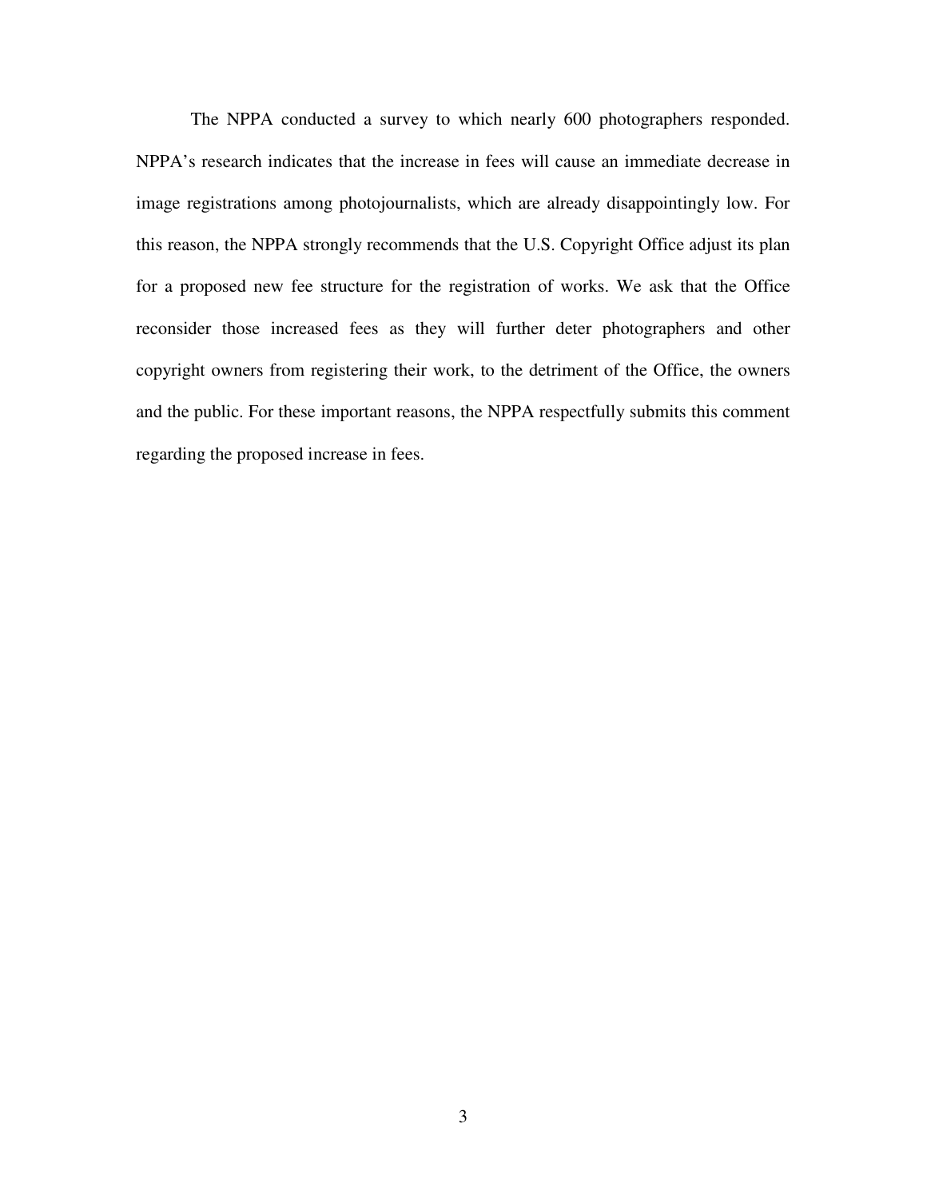The NPPA conducted a survey to which nearly 600 photographers responded. NPPA's research indicates that the increase in fees will cause an immediate decrease in image registrations among photojournalists, which are already disappointingly low. For this reason, the NPPA strongly recommends that the U.S. Copyright Office adjust its plan for a proposed new fee structure for the registration of works. We ask that the Office reconsider those increased fees as they will further deter photographers and other copyright owners from registering their work, to the detriment of the Office, the owners and the public. For these important reasons, the NPPA respectfully submits this comment regarding the proposed increase in fees.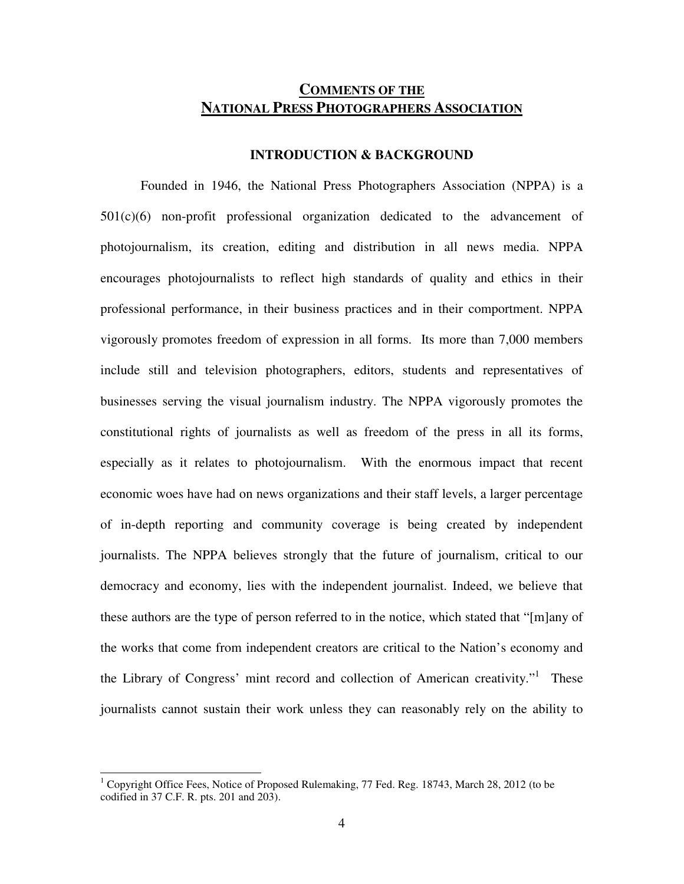# COMMENTS OF THE NATIONAL PRESS PHOTOGRAPHERS ASSOCIATION

## INTRODUCTION & BACKGROUND

Founded in 1946, the National Press Photographers Association (NPPA) is a 501(c)(6) non-profit professional organization dedicated to the advancement of photojournalism, its creation, editing and distribution in all news media. NPPA encourages photojournalists to reflect high standards of quality and ethics in their professional performance, in their business practices and in their comportment. NPPA vigorously promotes freedom of expression in all forms. Its more than 7,000 members include still and television photographers, editors, students and representatives of businesses serving the visual journalism industry. The NPPA vigorously promotes the constitutional rights of journalists as well as freedom of the press in all its forms, especially as it relates to photojournalism. With the enormous impact that recent economic woes have had on news organizations and their staff levels, a larger percentage of in-depth reporting and community coverage is being created by independent journalists. The NPPA believes strongly that the future of journalism, critical to our democracy and economy, lies with the independent journalist. Indeed, we believe that these authors are the type of person referred to in the notice, which stated that "[m]any of the works that come from independent creators are critical to the Nation's economy and the Library of Congress' mint record and collection of American creativity."[1] These journalists cannot sustain their work unless they can reasonably rely on the ability to

[1] Copyright Office Fees, Notice of Proposed Rulemaking, 77 Fed. Reg. 18743, March 28, 2012 (to be codified in 37 C.F. R. pts. 201 and 203).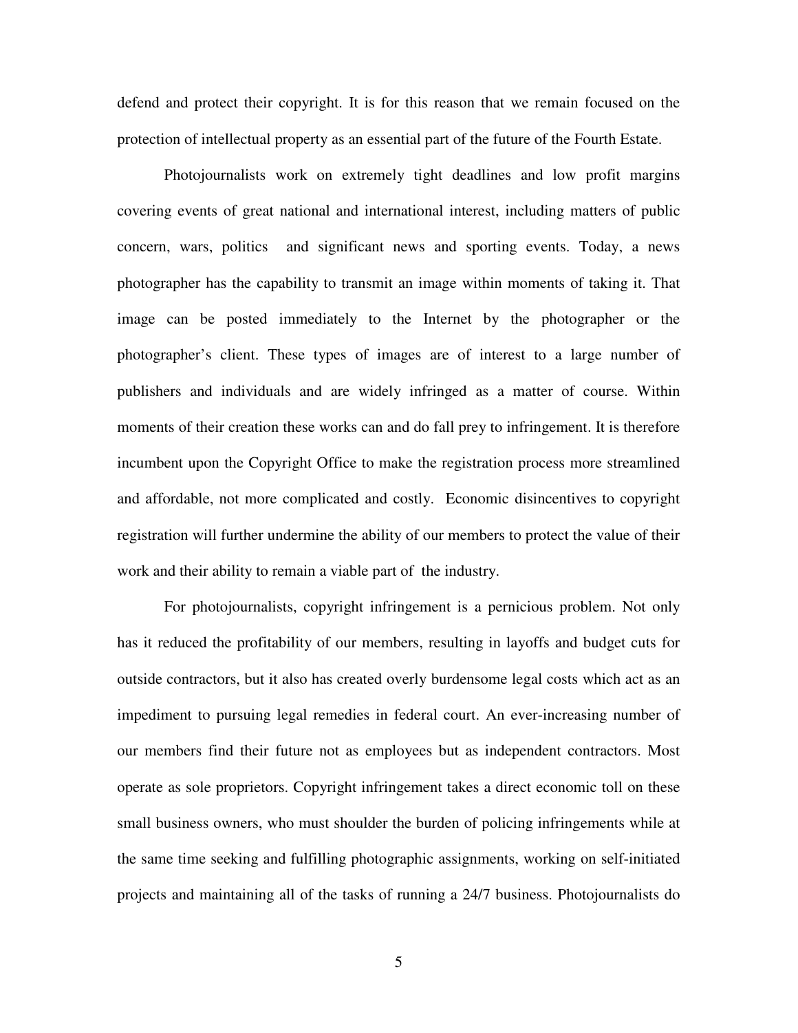defend and protect their copyright. It is for this reason that we remain focused on the protection of intellectual property as an essential part of the future of the Fourth Estate.

Photojournalists work on extremely tight deadlines and low profit margins covering events of great national and international interest, including matters of public concern, wars, politics and significant news and sporting events. Today, a news photographer has the capability to transmit an image within moments of taking it. That image can be posted immediately to the Internet by the photographer or the photographer's client. These types of images are of interest to a large number of publishers and individuals and are widely infringed as a matter of course. Within moments of their creation these works can and do fall prey to infringement. It is therefore incumbent upon the Copyright Office to make the registration process more streamlined and affordable, not more complicated and costly. Economic disincentives to copyright registration will further undermine the ability of our members to protect the value of their work and their ability to remain a viable part of the industry.

For photojournalists, copyright infringement is a pernicious problem. Not only has it reduced the profitability of our members, resulting in layoffs and budget cuts for outside contractors, but it also has created overly burdensome legal costs which act as an impediment to pursuing legal remedies in federal court. An ever-increasing number of our members find their future not as employees but as independent contractors. Most operate as sole proprietors. Copyright infringement takes a direct economic toll on these small business owners, who must shoulder the burden of policing infringements while at the same time seeking and fulfilling photographic assignments, working on self-initiated projects and maintaining all of the tasks of running a 24/7 business. Photojournalists do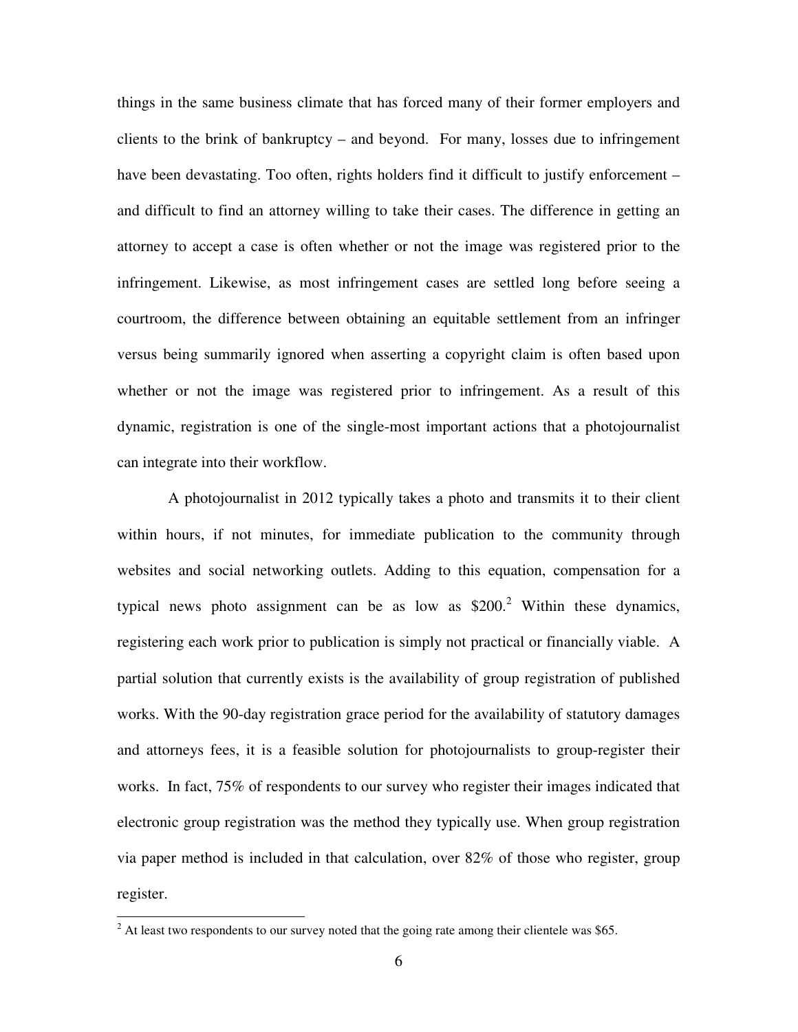things in the same business climate that has forced many of their former employers and clients to the brink of bankruptcy – and beyond. For many, losses due to infringement have been devastating. Too often, rights holders find it difficult to justify enforcement – and difficult to find an attorney willing to take their cases. The difference in getting an attorney to accept a case is often whether or not the image was registered prior to the infringement. Likewise, as most infringement cases are settled long before seeing a courtroom, the difference between obtaining an equitable settlement from an infringer versus being summarily ignored when asserting a copyright claim is often based upon whether or not the image was registered prior to infringement. As a result of this dynamic, registration is one of the single-most important actions that a photojournalist can integrate into their workflow.

A photojournalist in 2012 typically takes a photo and transmits it to their client within hours, if not minutes, for immediate publication to the community through websites and social networking outlets. Adding to this equation, compensation for a typical news photo assignment can be as low as $200.[2] Within these dynamics, registering each work prior to publication is simply not practical or financially viable. A partial solution that currently exists is the availability of group registration of published works. With the 90-day registration grace period for the availability of statutory damages and attorneys fees, it is a feasible solution for photojournalists to group-register their works. In fact, 75% of respondents to our survey who register their images indicated that electronic group registration was the method they typically use. When group registration via paper method is included in that calculation, over 82% of those who register, group register.

[2] At least two respondents to our survey noted that the going rate among their clientele was $65.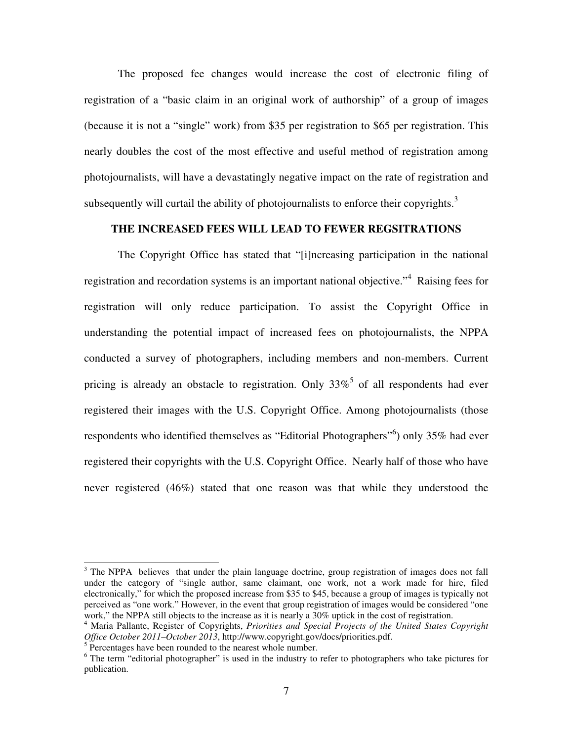The proposed fee changes would increase the cost of electronic filing of registration of a "basic claim in an original work of authorship" of a group of images (because it is not a "single" work) from $35 per registration to $65 per registration. This nearly doubles the cost of the most effective and useful method of registration among photojournalists, will have a devastatingly negative impact on the rate of registration and subsequently will curtail the ability of photojournalists to enforce their copyrights.[3]

**THE INCREASED FEES WILL LEAD TO FEWER REGSITRATIONS**

The Copyright Office has stated that "[i]ncreasing participation in the national registration and recordation systems is an important national objective."[4] Raising fees for registration will only reduce participation. To assist the Copyright Office in understanding the potential impact of increased fees on photojournalists, the NPPA conducted a survey of photographers, including members and non-members. Current pricing is already an obstacle to registration. Only 33%[5] of all respondents had ever registered their images with the U.S. Copyright Office. Among photojournalists (those respondents who identified themselves as "Editorial Photographers"[6]) only 35% had ever registered their copyrights with the U.S. Copyright Office. Nearly half of those who have never registered (46%) stated that one reason was that while they understood the

---

[3] The NPPA believes that under the plain language doctrine, group registration of images does not fall under the category of "single author, same claimant, one work, not a work made for hire, filed electronically," for which the proposed increase from $35 to $45, because a group of images is typically not perceived as "one work." However, in the event that group registration of images would be considered "one work," the NPPA still objects to the increase as it is nearly a 30% uptick in the cost of registration.

[4] Maria Pallante, Register of Copyrights, *Priorities and Special Projects of the United States Copyright Office October 2011–October 2013*, http://www.copyright.gov/docs/priorities.pdf.

[5] Percentages have been rounded to the nearest whole number.

[6] The term "editorial photographer" is used in the industry to refer to photographers who take pictures for publication.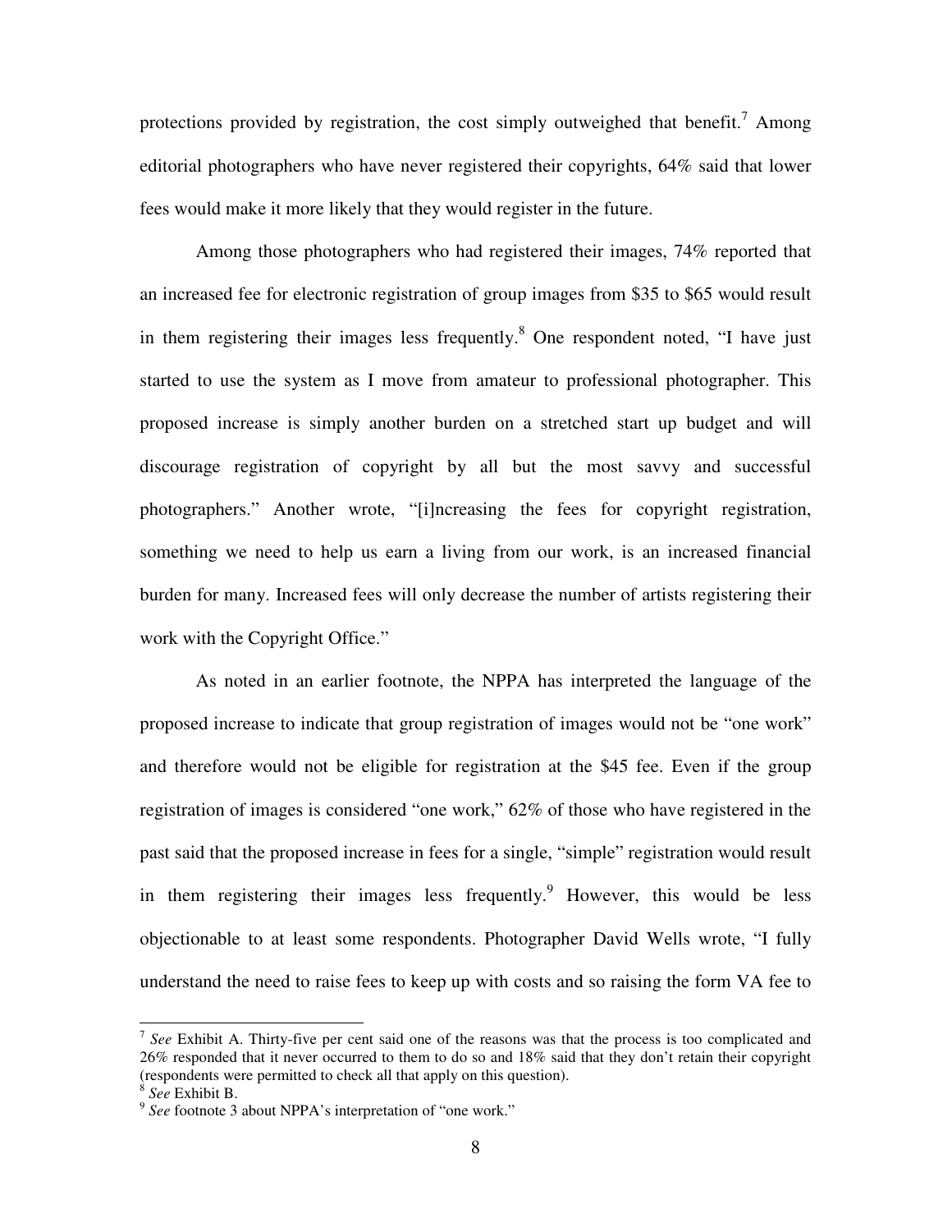protections provided by registration, the cost simply outweighed that benefit.[7] Among editorial photographers who have never registered their copyrights, 64% said that lower fees would make it more likely that they would register in the future.

Among those photographers who had registered their images, 74% reported that an increased fee for electronic registration of group images from $35 to $65 would result in them registering their images less frequently.[8] One respondent noted, "I have just started to use the system as I move from amateur to professional photographer. This proposed increase is simply another burden on a stretched start up budget and will discourage registration of copyright by all but the most savvy and successful photographers." Another wrote, "[i]ncreasing the fees for copyright registration, something we need to help us earn a living from our work, is an increased financial burden for many. Increased fees will only decrease the number of artists registering their work with the Copyright Office."

As noted in an earlier footnote, the NPPA has interpreted the language of the proposed increase to indicate that group registration of images would not be "one work" and therefore would not be eligible for registration at the $45 fee. Even if the group registration of images is considered "one work," 62% of those who have registered in the past said that the proposed increase in fees for a single, "simple" registration would result in them registering their images less frequently.[9] However, this would be less objectionable to at least some respondents. Photographer David Wells wrote, "I fully understand the need to raise fees to keep up with costs and so raising the form VA fee to

---

[7] *See* Exhibit A. Thirty-five per cent said one of the reasons was that the process is too complicated and 26% responded that it never occurred to them to do so and 18% said that they don't retain their copyright (respondents were permitted to check all that apply on this question).

[8] *See* Exhibit B.

[9] *See* footnote 3 about NPPA's interpretation of "one work."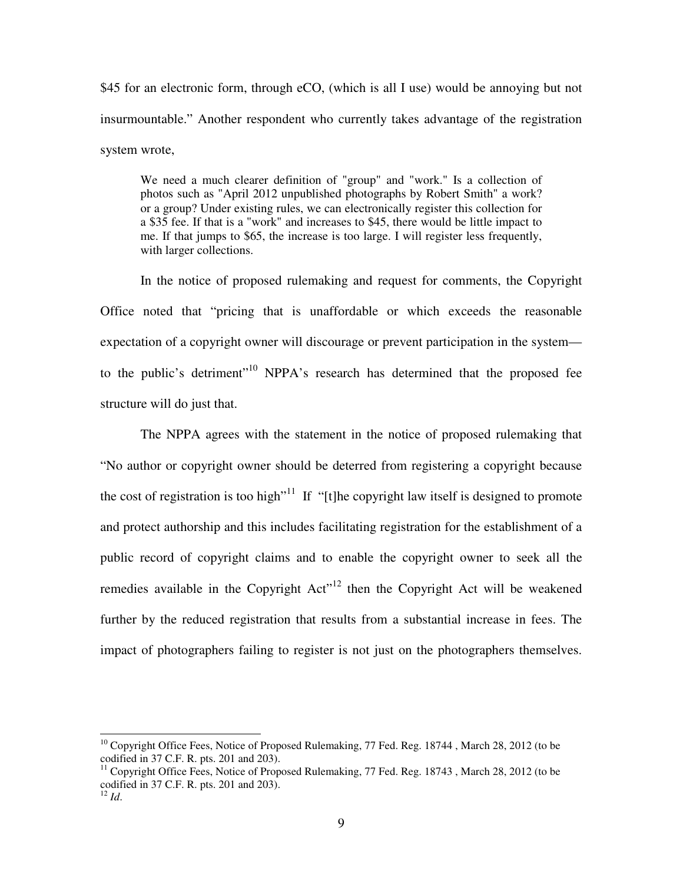$45 for an electronic form, through eCO, (which is all I use) would be annoying but not insurmountable." Another respondent who currently takes advantage of the registration system wrote,

> We need a much clearer definition of "group" and "work." Is a collection of photos such as "April 2012 unpublished photographs by Robert Smith" a work? or a group? Under existing rules, we can electronically register this collection for a $35 fee. If that is a "work" and increases to $45, there would be little impact to me. If that jumps to $65, the increase is too large. I will register less frequently, with larger collections.

In the notice of proposed rulemaking and request for comments, the Copyright Office noted that "pricing that is unaffordable or which exceeds the reasonable expectation of a copyright owner will discourage or prevent participation in the system—to the public's detriment"[10] NPPA's research has determined that the proposed fee structure will do just that.

The NPPA agrees with the statement in the notice of proposed rulemaking that "No author or copyright owner should be deterred from registering a copyright because the cost of registration is too high"[11] If "[t]he copyright law itself is designed to promote and protect authorship and this includes facilitating registration for the establishment of a public record of copyright claims and to enable the copyright owner to seek all the remedies available in the Copyright Act"[12] then the Copyright Act will be weakened further by the reduced registration that results from a substantial increase in fees. The impact of photographers failing to register is not just on the photographers themselves.

---

[10] Copyright Office Fees, Notice of Proposed Rulemaking, 77 Fed. Reg. 18744 , March 28, 2012 (to be codified in 37 C.F. R. pts. 201 and 203).

[11] Copyright Office Fees, Notice of Proposed Rulemaking, 77 Fed. Reg. 18743 , March 28, 2012 (to be codified in 37 C.F. R. pts. 201 and 203).

[12] *Id*.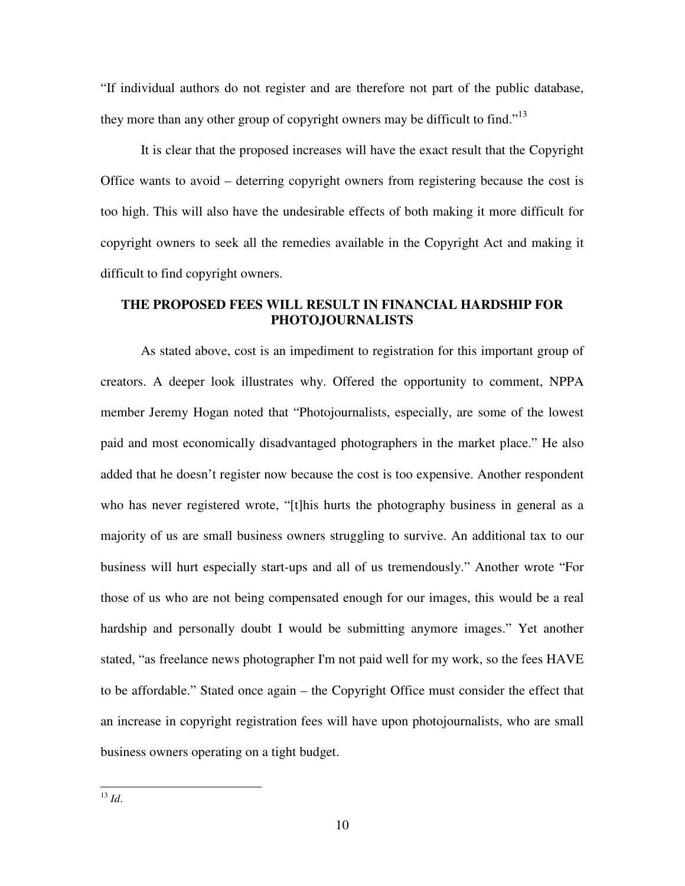"If individual authors do not register and are therefore not part of the public database, they more than any other group of copyright owners may be difficult to find."[13]

It is clear that the proposed increases will have the exact result that the Copyright Office wants to avoid – deterring copyright owners from registering because the cost is too high. This will also have the undesirable effects of both making it more difficult for copyright owners to seek all the remedies available in the Copyright Act and making it difficult to find copyright owners.

## THE PROPOSED FEES WILL RESULT IN FINANCIAL HARDSHIP FOR PHOTOJOURNALISTS

As stated above, cost is an impediment to registration for this important group of creators. A deeper look illustrates why. Offered the opportunity to comment, NPPA member Jeremy Hogan noted that "Photojournalists, especially, are some of the lowest paid and most economically disadvantaged photographers in the market place." He also added that he doesn't register now because the cost is too expensive. Another respondent who has never registered wrote, "[t]his hurts the photography business in general as a majority of us are small business owners struggling to survive. An additional tax to our business will hurt especially start-ups and all of us tremendously." Another wrote "For those of us who are not being compensated enough for our images, this would be a real hardship and personally doubt I would be submitting anymore images." Yet another stated, "as freelance news photographer I'm not paid well for my work, so the fees HAVE to be affordable." Stated once again – the Copyright Office must consider the effect that an increase in copyright registration fees will have upon photojournalists, who are small business owners operating on a tight budget.

---

[13] *Id.*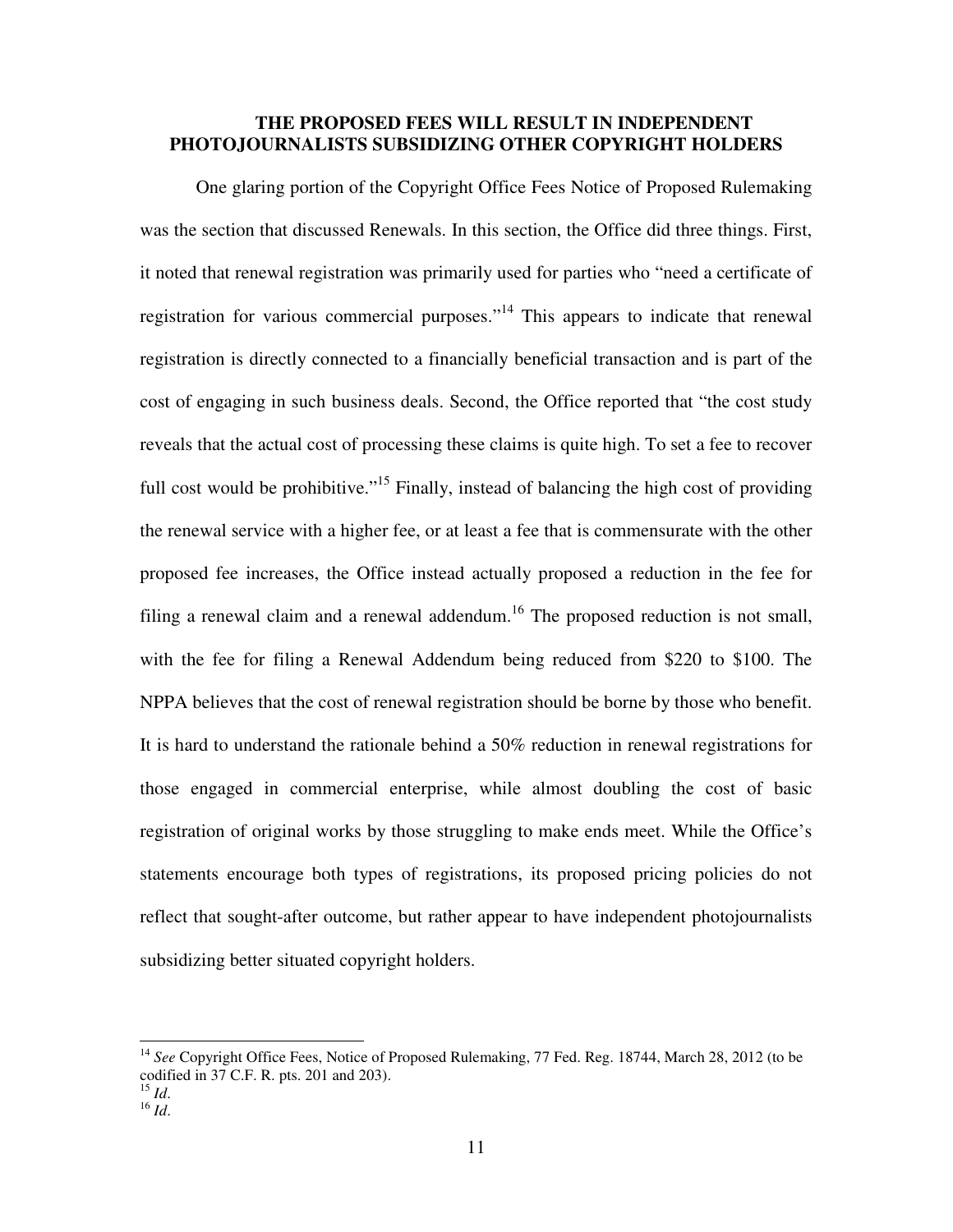## THE PROPOSED FEES WILL RESULT IN INDEPENDENT PHOTOJOURNALISTS SUBSIDIZING OTHER COPYRIGHT HOLDERS

One glaring portion of the Copyright Office Fees Notice of Proposed Rulemaking was the section that discussed Renewals. In this section, the Office did three things. First, it noted that renewal registration was primarily used for parties who "need a certificate of registration for various commercial purposes."[14] This appears to indicate that renewal registration is directly connected to a financially beneficial transaction and is part of the cost of engaging in such business deals. Second, the Office reported that "the cost study reveals that the actual cost of processing these claims is quite high. To set a fee to recover full cost would be prohibitive."[15] Finally, instead of balancing the high cost of providing the renewal service with a higher fee, or at least a fee that is commensurate with the other proposed fee increases, the Office instead actually proposed a reduction in the fee for filing a renewal claim and a renewal addendum.[16] The proposed reduction is not small, with the fee for filing a Renewal Addendum being reduced from $220 to $100. The NPPA believes that the cost of renewal registration should be borne by those who benefit. It is hard to understand the rationale behind a 50% reduction in renewal registrations for those engaged in commercial enterprise, while almost doubling the cost of basic registration of original works by those struggling to make ends meet. While the Office's statements encourage both types of registrations, its proposed pricing policies do not reflect that sought-after outcome, but rather appear to have independent photojournalists subsidizing better situated copyright holders.

---

[14] *See* Copyright Office Fees, Notice of Proposed Rulemaking, 77 Fed. Reg. 18744, March 28, 2012 (to be codified in 37 C.F. R. pts. 201 and 203).

[15] *Id*.

[16] *Id*.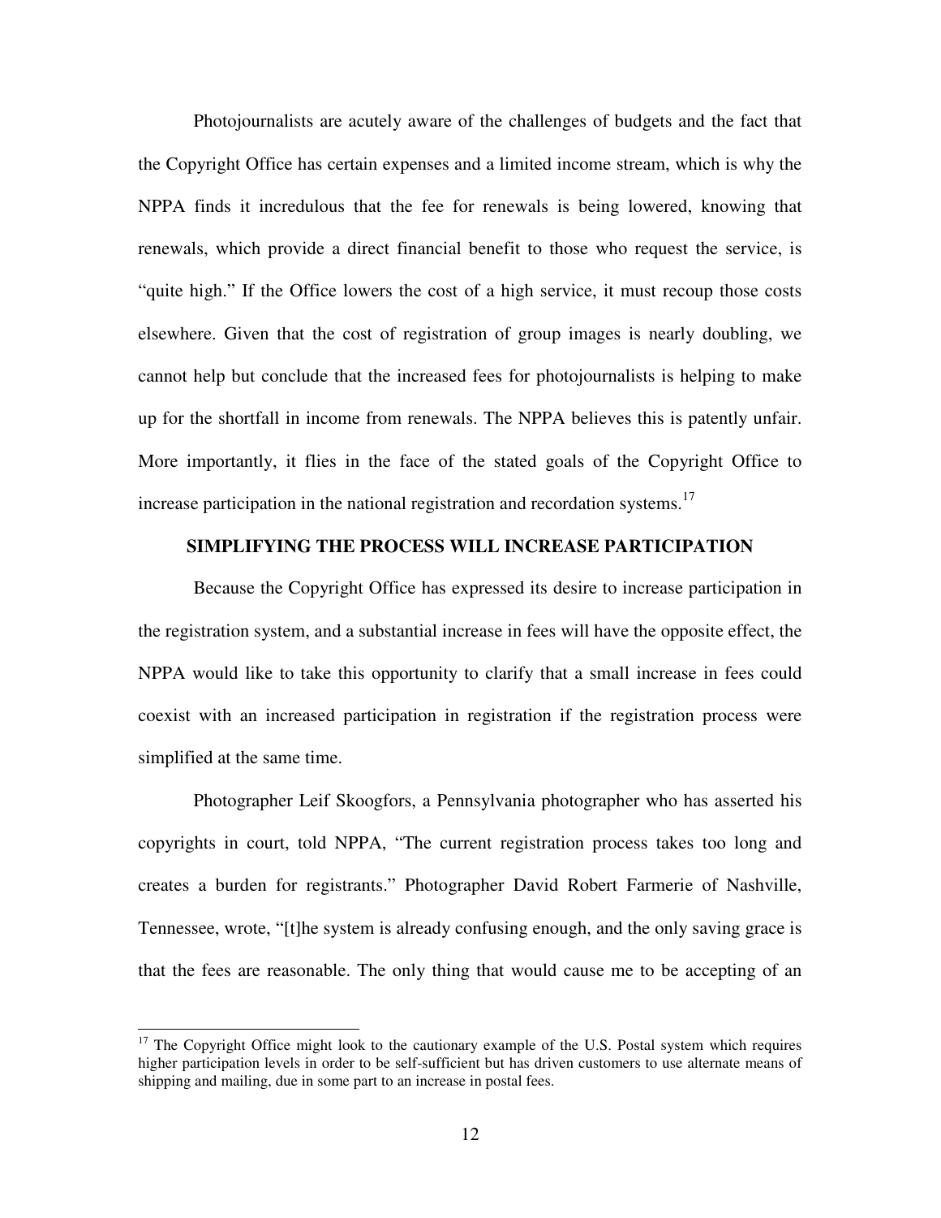Photojournalists are acutely aware of the challenges of budgets and the fact that the Copyright Office has certain expenses and a limited income stream, which is why the NPPA finds it incredulous that the fee for renewals is being lowered, knowing that renewals, which provide a direct financial benefit to those who request the service, is "quite high." If the Office lowers the cost of a high service, it must recoup those costs elsewhere. Given that the cost of registration of group images is nearly doubling, we cannot help but conclude that the increased fees for photojournalists is helping to make up for the shortfall in income from renewals. The NPPA believes this is patently unfair. More importantly, it flies in the face of the stated goals of the Copyright Office to increase participation in the national registration and recordation systems.[17]

**SIMPLIFYING THE PROCESS WILL INCREASE PARTICIPATION**

Because the Copyright Office has expressed its desire to increase participation in the registration system, and a substantial increase in fees will have the opposite effect, the NPPA would like to take this opportunity to clarify that a small increase in fees could coexist with an increased participation in registration if the registration process were simplified at the same time.

Photographer Leif Skoogfors, a Pennsylvania photographer who has asserted his copyrights in court, told NPPA, "The current registration process takes too long and creates a burden for registrants." Photographer David Robert Farmerie of Nashville, Tennessee, wrote, "[t]he system is already confusing enough, and the only saving grace is that the fees are reasonable. The only thing that would cause me to be accepting of an

[17] The Copyright Office might look to the cautionary example of the U.S. Postal system which requires higher participation levels in order to be self-sufficient but has driven customers to use alternate means of shipping and mailing, due in some part to an increase in postal fees.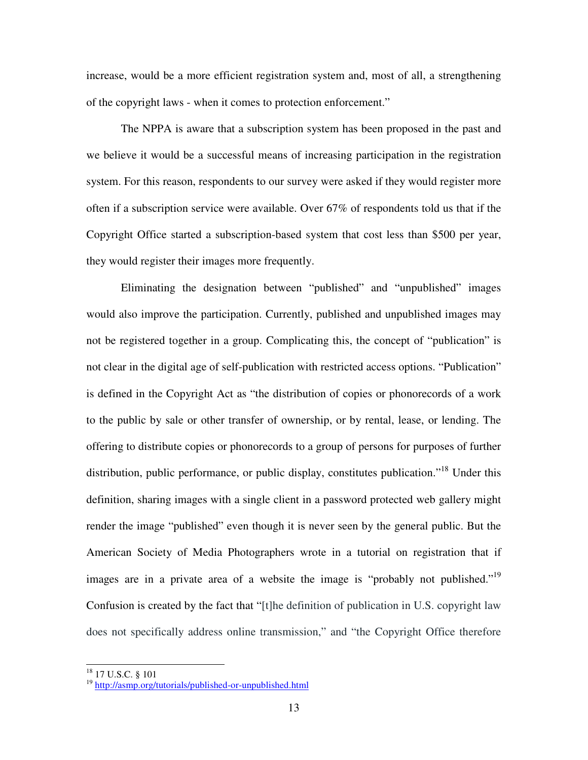increase, would be a more efficient registration system and, most of all, a strengthening of the copyright laws - when it comes to protection enforcement."

The NPPA is aware that a subscription system has been proposed in the past and we believe it would be a successful means of increasing participation in the registration system. For this reason, respondents to our survey were asked if they would register more often if a subscription service were available. Over 67% of respondents told us that if the Copyright Office started a subscription-based system that cost less than $500 per year, they would register their images more frequently.

Eliminating the designation between "published" and "unpublished" images would also improve the participation. Currently, published and unpublished images may not be registered together in a group. Complicating this, the concept of "publication" is not clear in the digital age of self-publication with restricted access options. "Publication" is defined in the Copyright Act as "the distribution of copies or phonorecords of a work to the public by sale or other transfer of ownership, or by rental, lease, or lending. The offering to distribute copies or phonorecords to a group of persons for purposes of further distribution, public performance, or public display, constitutes publication."[18] Under this definition, sharing images with a single client in a password protected web gallery might render the image "published" even though it is never seen by the general public. But the American Society of Media Photographers wrote in a tutorial on registration that if images are in a private area of a website the image is "probably not published."[19] Confusion is created by the fact that "[t]he definition of publication in U.S. copyright law does not specifically address online transmission," and "the Copyright Office therefore

---

[18] 17 U.S.C. § 101

[19] http://asmp.org/tutorials/published-or-unpublished.html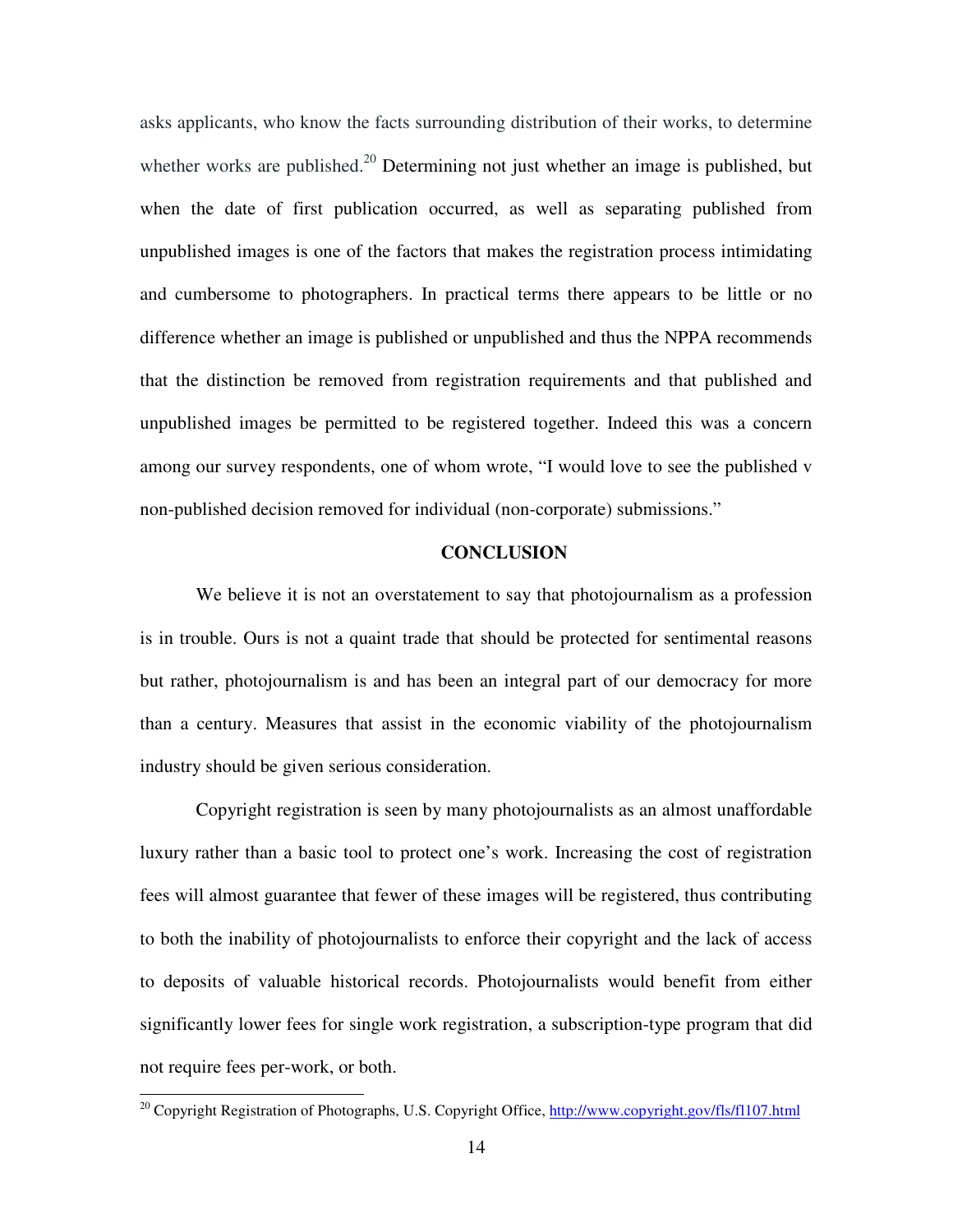asks applicants, who know the facts surrounding distribution of their works, to determine whether works are published.[20] Determining not just whether an image is published, but when the date of first publication occurred, as well as separating published from unpublished images is one of the factors that makes the registration process intimidating and cumbersome to photographers. In practical terms there appears to be little or no difference whether an image is published or unpublished and thus the NPPA recommends that the distinction be removed from registration requirements and that published and unpublished images be permitted to be registered together. Indeed this was a concern among our survey respondents, one of whom wrote, "I would love to see the published v non-published decision removed for individual (non-corporate) submissions."

## CONCLUSION

We believe it is not an overstatement to say that photojournalism as a profession is in trouble. Ours is not a quaint trade that should be protected for sentimental reasons but rather, photojournalism is and has been an integral part of our democracy for more than a century. Measures that assist in the economic viability of the photojournalism industry should be given serious consideration.

Copyright registration is seen by many photojournalists as an almost unaffordable luxury rather than a basic tool to protect one's work. Increasing the cost of registration fees will almost guarantee that fewer of these images will be registered, thus contributing to both the inability of photojournalists to enforce their copyright and the lack of access to deposits of valuable historical records. Photojournalists would benefit from either significantly lower fees for single work registration, a subscription-type program that did not require fees per-work, or both.

---

[20] Copyright Registration of Photographs, U.S. Copyright Office, http://www.copyright.gov/fls/fl107.html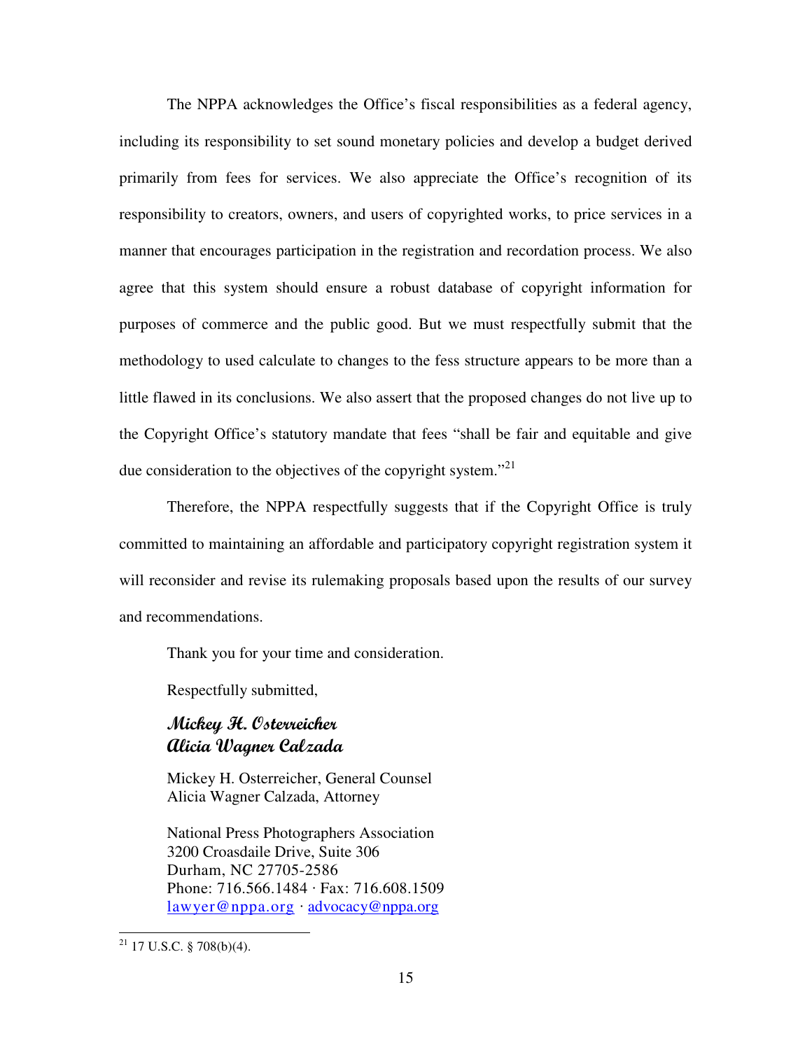The NPPA acknowledges the Office's fiscal responsibilities as a federal agency, including its responsibility to set sound monetary policies and develop a budget derived primarily from fees for services. We also appreciate the Office's recognition of its responsibility to creators, owners, and users of copyrighted works, to price services in a manner that encourages participation in the registration and recordation process. We also agree that this system should ensure a robust database of copyright information for purposes of commerce and the public good. But we must respectfully submit that the methodology to used calculate to changes to the fess structure appears to be more than a little flawed in its conclusions. We also assert that the proposed changes do not live up to the Copyright Office's statutory mandate that fees "shall be fair and equitable and give due consideration to the objectives of the copyright system."[21]

Therefore, the NPPA respectfully suggests that if the Copyright Office is truly committed to maintaining an affordable and participatory copyright registration system it will reconsider and revise its rulemaking proposals based upon the results of our survey and recommendations.

Thank you for your time and consideration.

Respectfully submitted,

*Mickey H. Osterreicher*
*Alicia Wagner Calzada*

Mickey H. Osterreicher, General Counsel
Alicia Wagner Calzada, Attorney

National Press Photographers Association
3200 Croasdaile Drive, Suite 306
Durham, NC 27705-2586
Phone: 716.566.1484 · Fax: 716.608.1509
lawyer@nppa.org · advocacy@nppa.org

---

[21] 17 U.S.C. § 708(b)(4).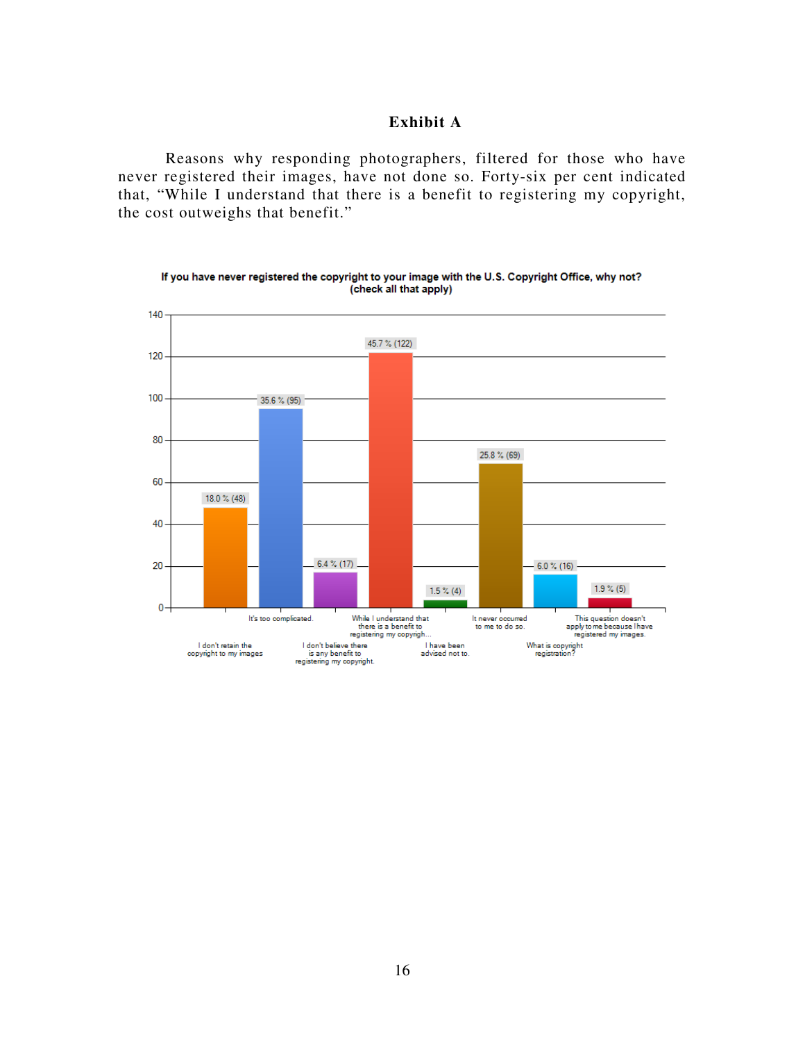**Exhibit A**

Reasons why responding photographers, filtered for those who have never registered their images, have not done so. Forty-six per cent indicated that, "While I understand that there is a benefit to registering my copyright, the cost outweighs that benefit."

**If you have never registered the copyright to your image with the U.S. Copyright Office, why not? (check all that apply)**

| Response | Percent | Count |
|---|---|---|
| I don't retain the copyright to my images | 18.0 % | 48 |
| It's too complicated. | 35.6 % | 95 |
| I don't believe there is any benefit to registering my copyright. | 6.4 % | 17 |
| While I understand that there is a benefit to registering my copyrigh... | 45.7 % | 122 |
| I have been advised not to. | 1.5 % | 4 |
| It never occurred to me to do so. | 25.8 % | 69 |
| What is copyright registration? | 6.0 % | 16 |
| This question doesn't apply to me because I have registered my images. | 1.9 % | 5 |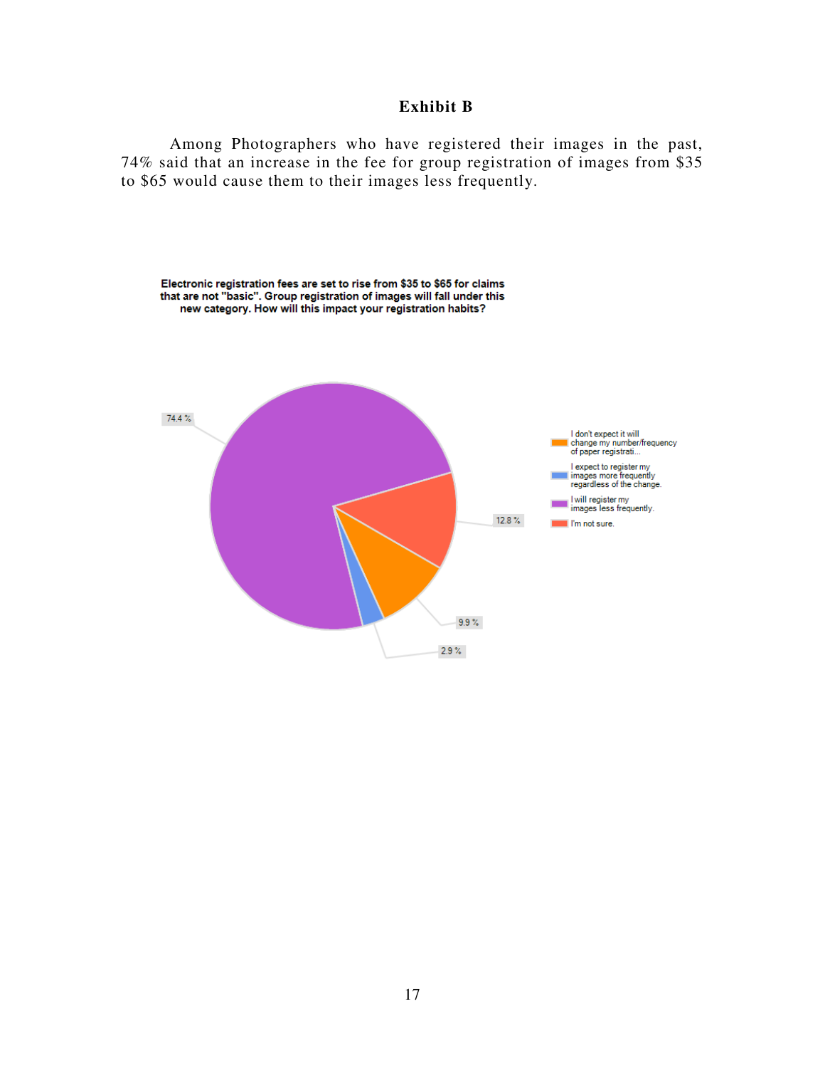## Exhibit B

Among Photographers who have registered their images in the past, 74% said that an increase in the fee for group registration of images from $35 to $65 would cause them to their images less frequently.

**Electronic registration fees are set to rise from $35 to $65 for claims that are not "basic". Group registration of images will fall under this new category. How will this impact your registration habits?**

| Response | Percentage |
| --- | --- |
| I don't expect it will change my number/frequency of paper registrati... | 9.9 % |
| I expect to register my images more frequently regardless of the change. | 2.9 % |
| I will register my images less frequently. | 74.4 % |
| I'm not sure. | 12.8 % |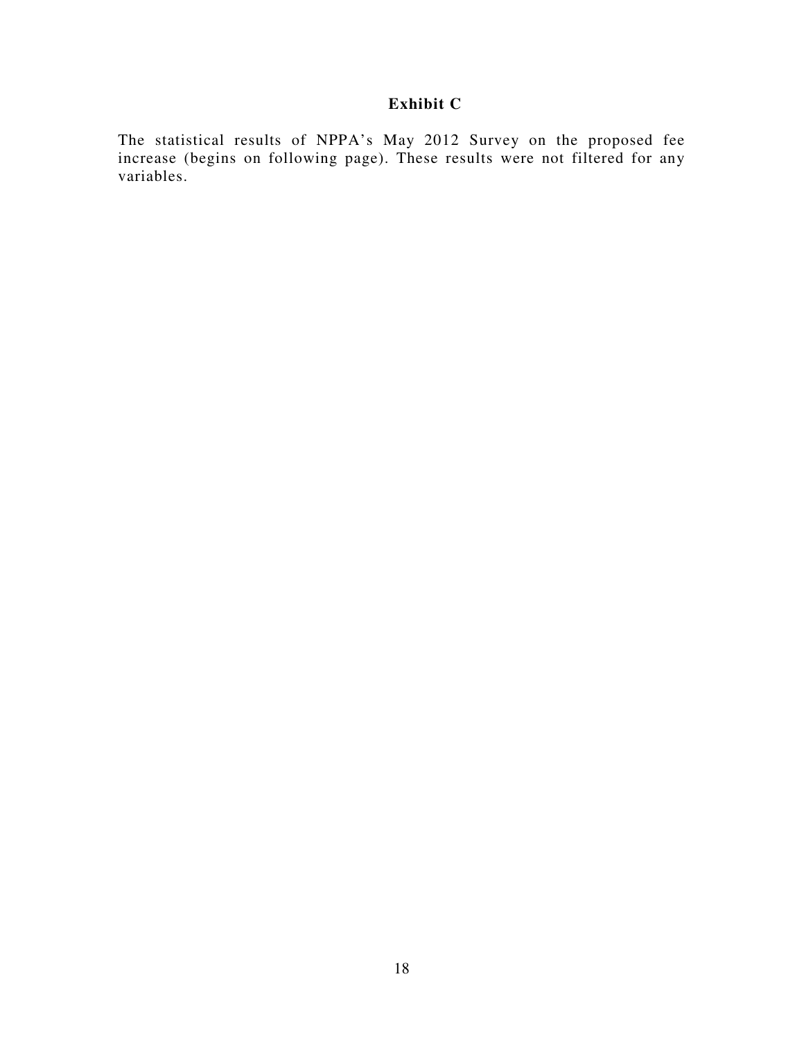## Exhibit C

The statistical results of NPPA's May 2012 Survey on the proposed fee increase (begins on following page). These results were not filtered for any variables.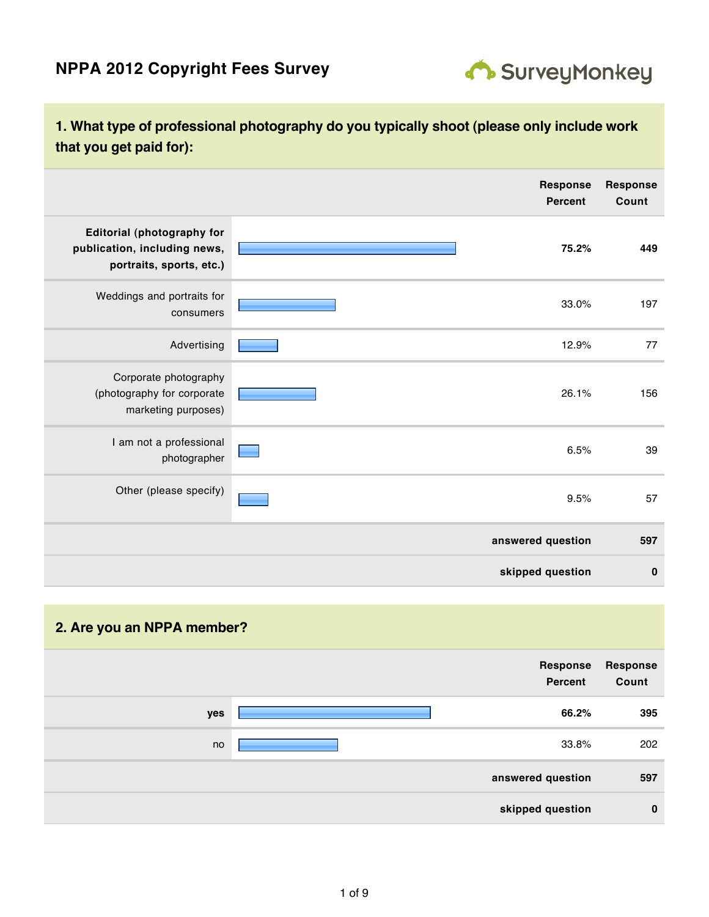# NPPA 2012 Copyright Fees Survey

SurveyMonkey

## 1. What type of professional photography do you typically shoot (please only include work that you get paid for):

| | Response Percent | Response Count |
|---|---|---|
| **Editorial (photography for publication, including news, portraits, sports, etc.)** | **75.2%** | **449** |
| Weddings and portraits for consumers | 33.0% | 197 |
| Advertising | 12.9% | 77 |
| Corporate photography (photography for corporate marketing purposes) | 26.1% | 156 |
| I am not a professional photographer | 6.5% | 39 |
| Other (please specify) | 9.5% | 57 |
| **answered question** | | **597** |
| **skipped question** | | **0** |

## 2. Are you an NPPA member?

| | Response Percent | Response Count |
|---|---|---|
| **yes** | **66.2%** | **395** |
| no | 33.8% | 202 |
| **answered question** | | **597** |
| **skipped question** | | **0** |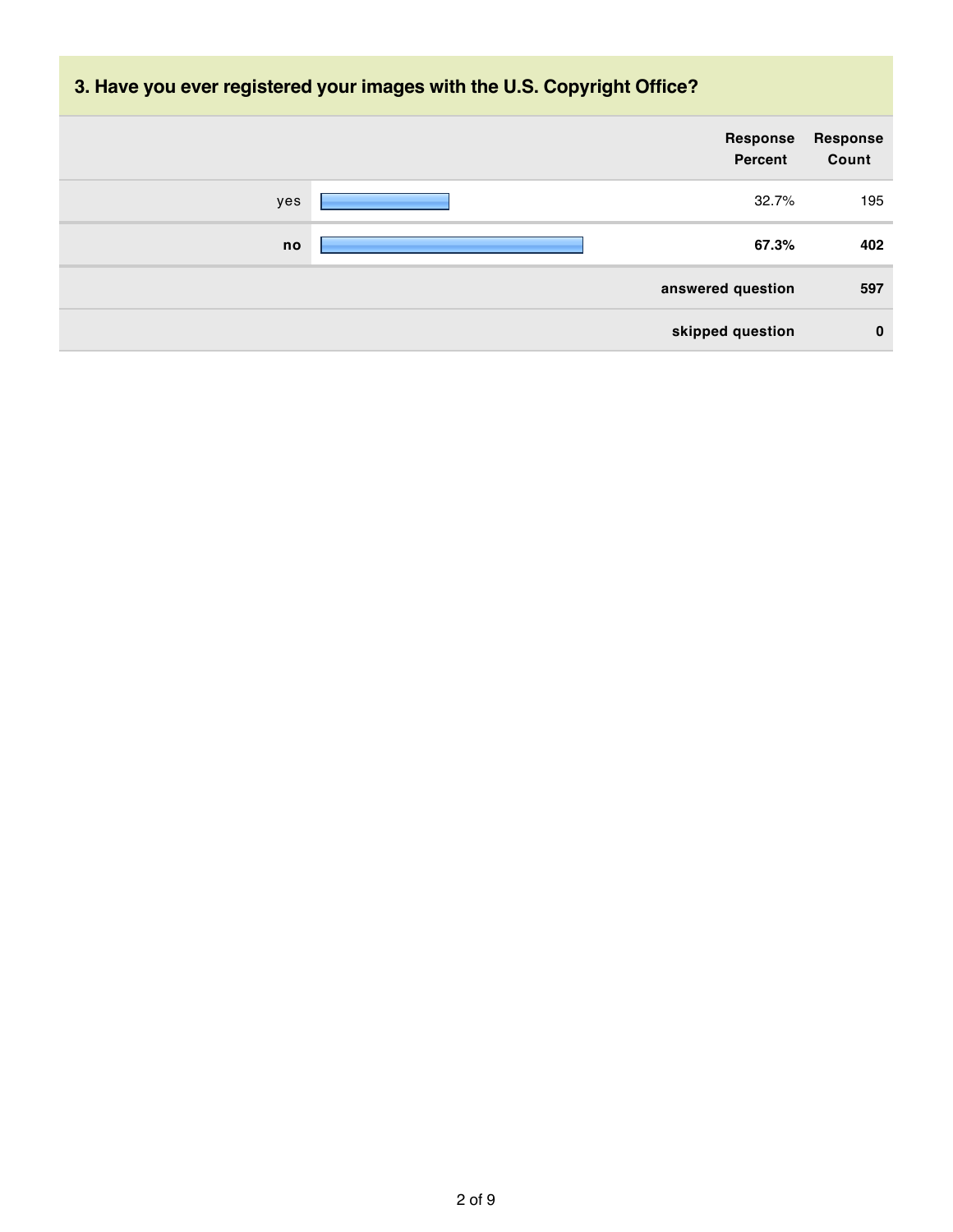## 3. Have you ever registered your images with the U.S. Copyright Office?

| | Response Percent | Response Count |
|---|---|---|
| yes | 32.7% | 195 |
| **no** | **67.3%** | **402** |
| | **answered question** | **597** |
| | **skipped question** | **0** |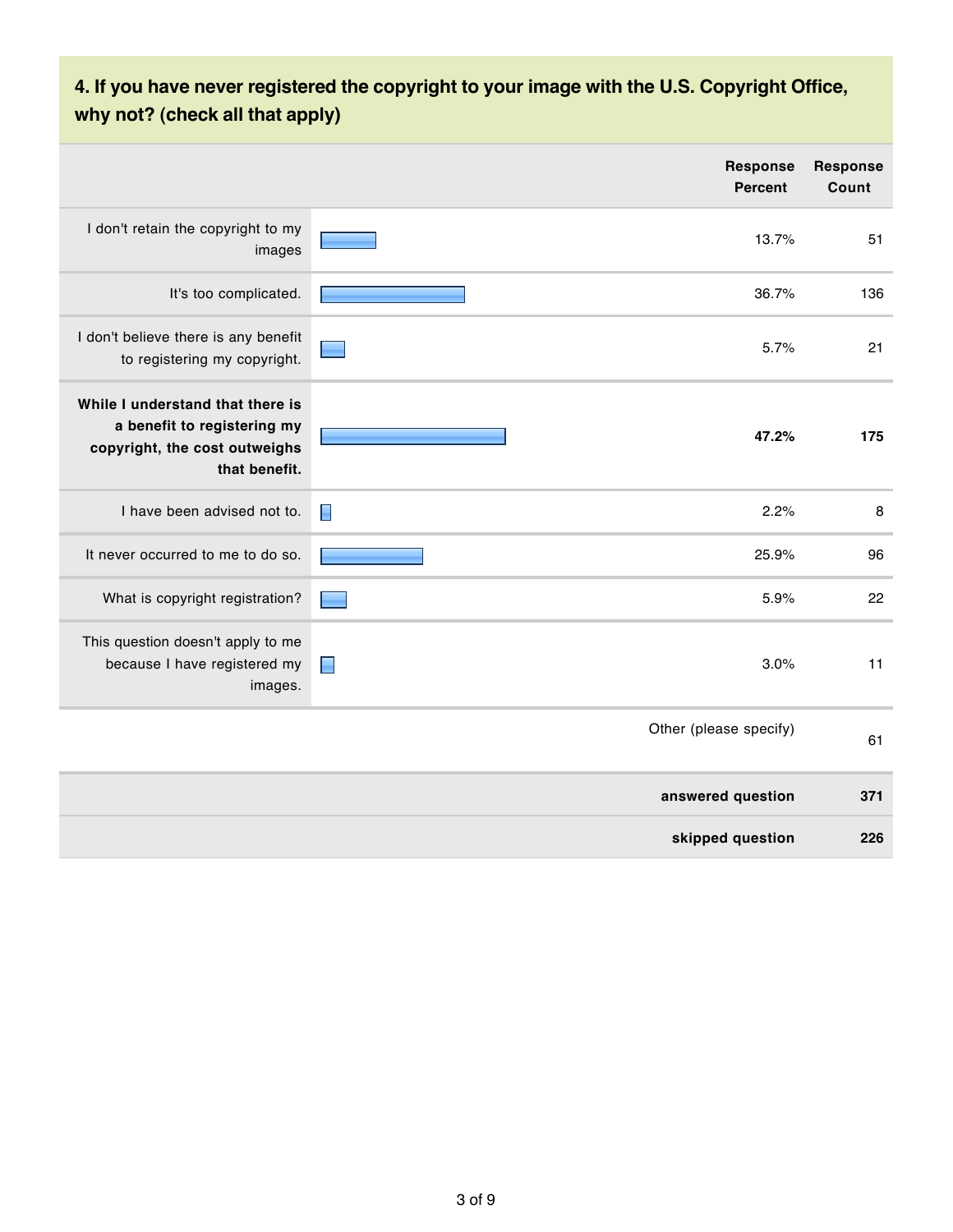### 4. If you have never registered the copyright to your image with the U.S. Copyright Office, why not? (check all that apply)

| | Response Percent | Response Count |
|---|---|---|
| I don't retain the copyright to my images | 13.7% | 51 |
| It's too complicated. | 36.7% | 136 |
| I don't believe there is any benefit to registering my copyright. | 5.7% | 21 |
| **While I understand that there is a benefit to registering my copyright, the cost outweighs that benefit.** | **47.2%** | **175** |
| I have been advised not to. | 2.2% | 8 |
| It never occurred to me to do so. | 25.9% | 96 |
| What is copyright registration? | 5.9% | 22 |
| This question doesn't apply to me because I have registered my images. | 3.0% | 11 |
| | Other (please specify) | 61 |
| | **answered question** | **371** |
| | **skipped question** | **226** |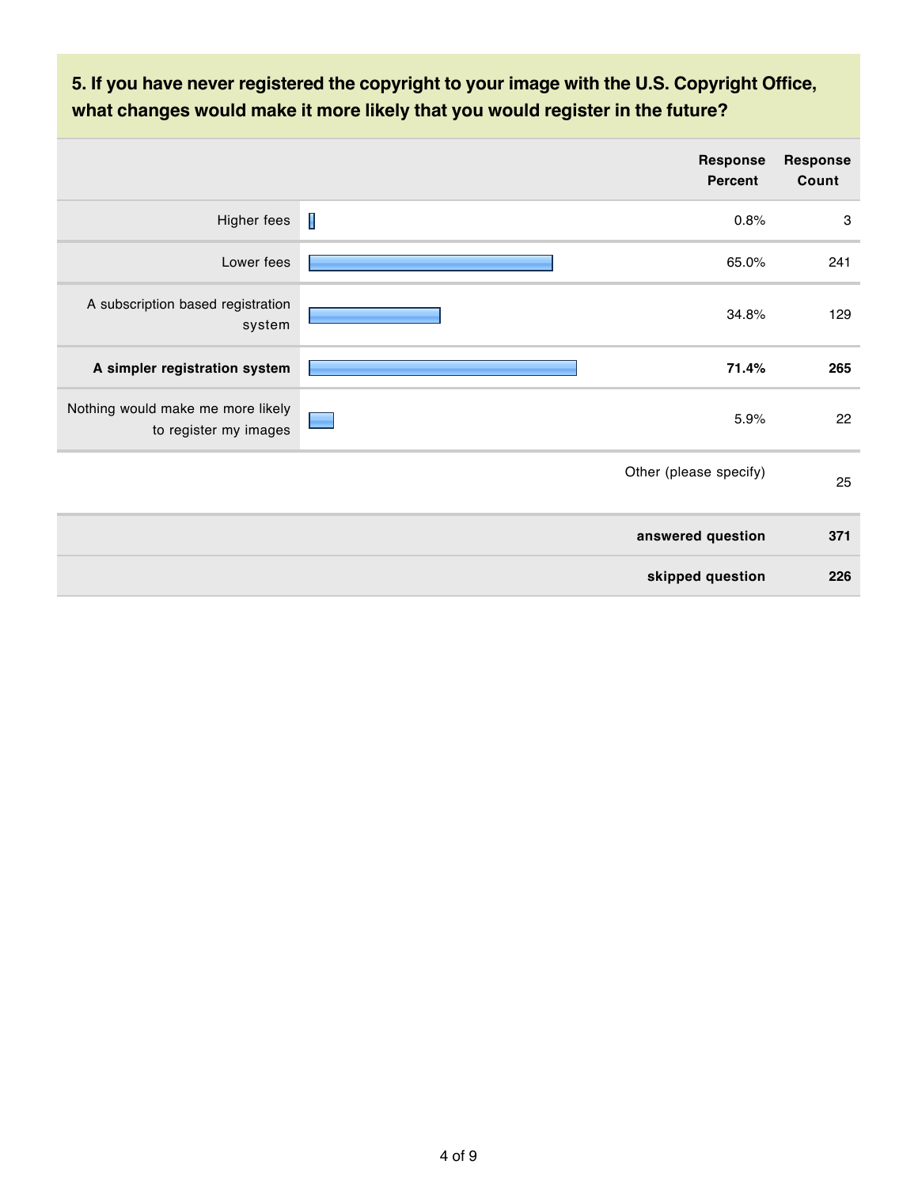### 5. If you have never registered the copyright to your image with the U.S. Copyright Office, what changes would make it more likely that you would register in the future?

| | Response Percent | Response Count |
|---|---|---|
| Higher fees | 0.8% | 3 |
| Lower fees | 65.0% | 241 |
| A subscription based registration system | 34.8% | 129 |
| **A simpler registration system** | **71.4%** | **265** |
| Nothing would make me more likely to register my images | 5.9% | 22 |
| | Other (please specify) | 25 |
| | **answered question** | **371** |
| | **skipped question** | **226** |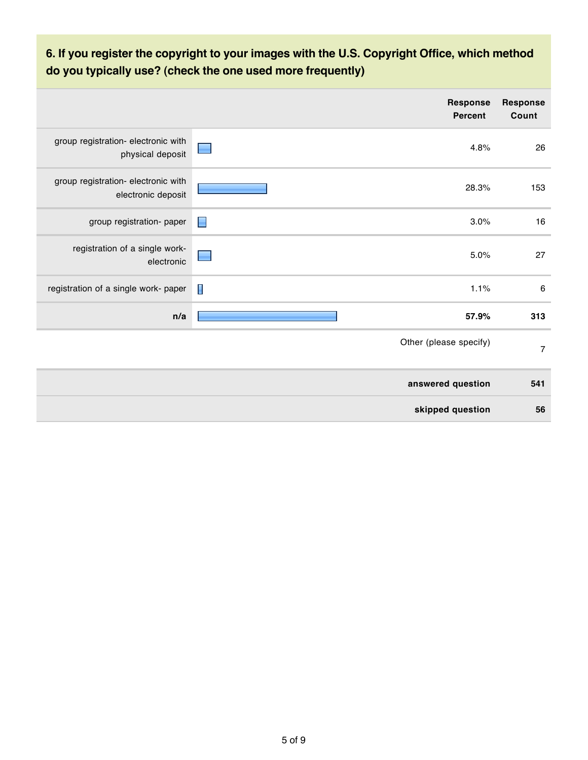## 6. If you register the copyright to your images with the U.S. Copyright Office, which method do you typically use? (check the one used more frequently)

| | Response Percent | Response Count |
|---|---|---|
| group registration- electronic with physical deposit | 4.8% | 26 |
| group registration- electronic with electronic deposit | 28.3% | 153 |
| group registration- paper | 3.0% | 16 |
| registration of a single work- electronic | 5.0% | 27 |
| registration of a single work- paper | 1.1% | 6 |
| **n/a** | **57.9%** | **313** |
| | Other (please specify) | 7 |
| | **answered question** | **541** |
| | **skipped question** | **56** |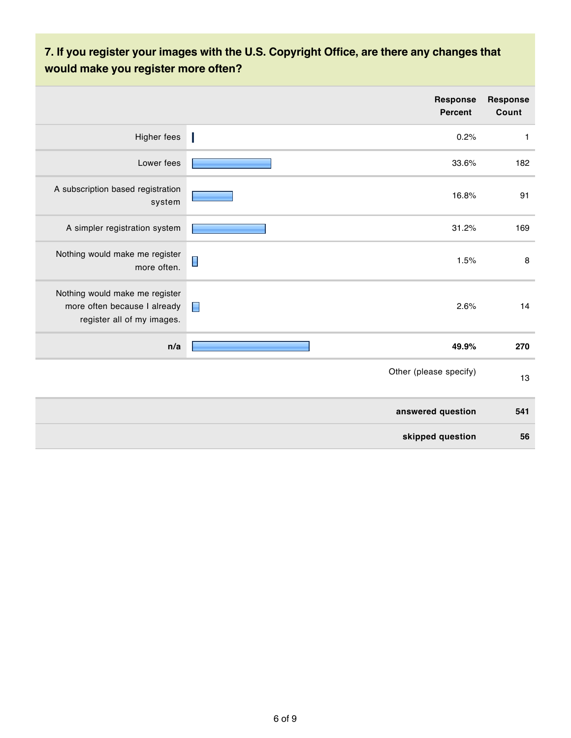## 7. If you register your images with the U.S. Copyright Office, are there any changes that would make you register more often?

| | Response Percent | Response Count |
|---|---|---|
| Higher fees | 0.2% | 1 |
| Lower fees | 33.6% | 182 |
| A subscription based registration system | 16.8% | 91 |
| A simpler registration system | 31.2% | 169 |
| Nothing would make me register more often. | 1.5% | 8 |
| Nothing would make me register more often because I already register all of my images. | 2.6% | 14 |
| **n/a** | **49.9%** | **270** |
| Other (please specify) | | 13 |
| **answered question** | | **541** |
| **skipped question** | | **56** |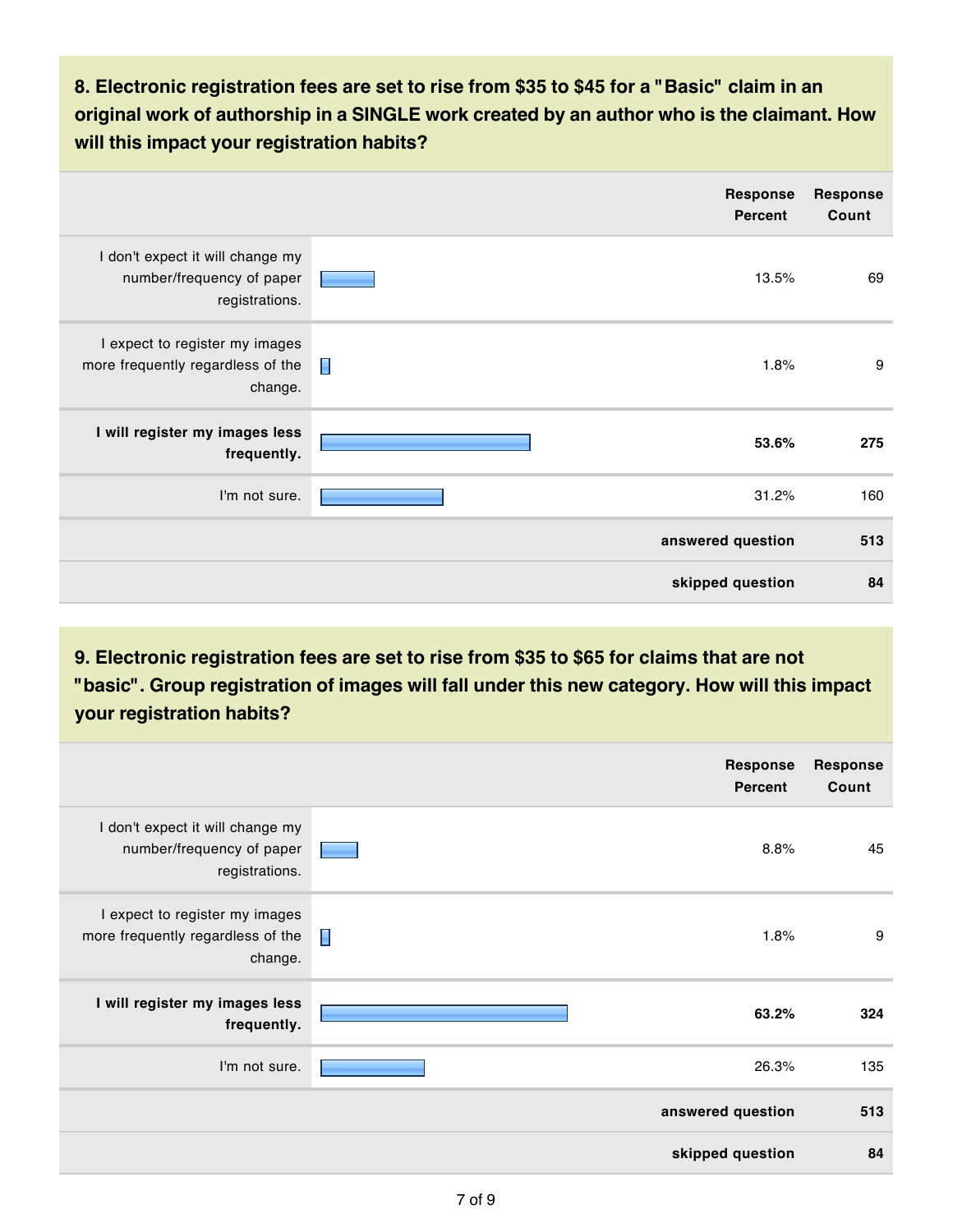### 8. Electronic registration fees are set to rise from $35 to $45 for a "Basic" claim in an original work of authorship in a SINGLE work created by an author who is the claimant. How will this impact your registration habits?

| | Response Percent | Response Count |
|---|---|---|
| I don't expect it will change my number/frequency of paper registrations. | 13.5% | 69 |
| I expect to register my images more frequently regardless of the change. | 1.8% | 9 |
| **I will register my images less frequently.** | **53.6%** | **275** |
| I'm not sure. | 31.2% | 160 |
| | **answered question** | **513** |
| | **skipped question** | **84** |

### 9. Electronic registration fees are set to rise from $35 to $65 for claims that are not "basic". Group registration of images will fall under this new category. How will this impact your registration habits?

| | Response Percent | Response Count |
|---|---|---|
| I don't expect it will change my number/frequency of paper registrations. | 8.8% | 45 |
| I expect to register my images more frequently regardless of the change. | 1.8% | 9 |
| **I will register my images less frequently.** | **63.2%** | **324** |
| I'm not sure. | 26.3% | 135 |
| | **answered question** | **513** |
| | **skipped question** | **84** |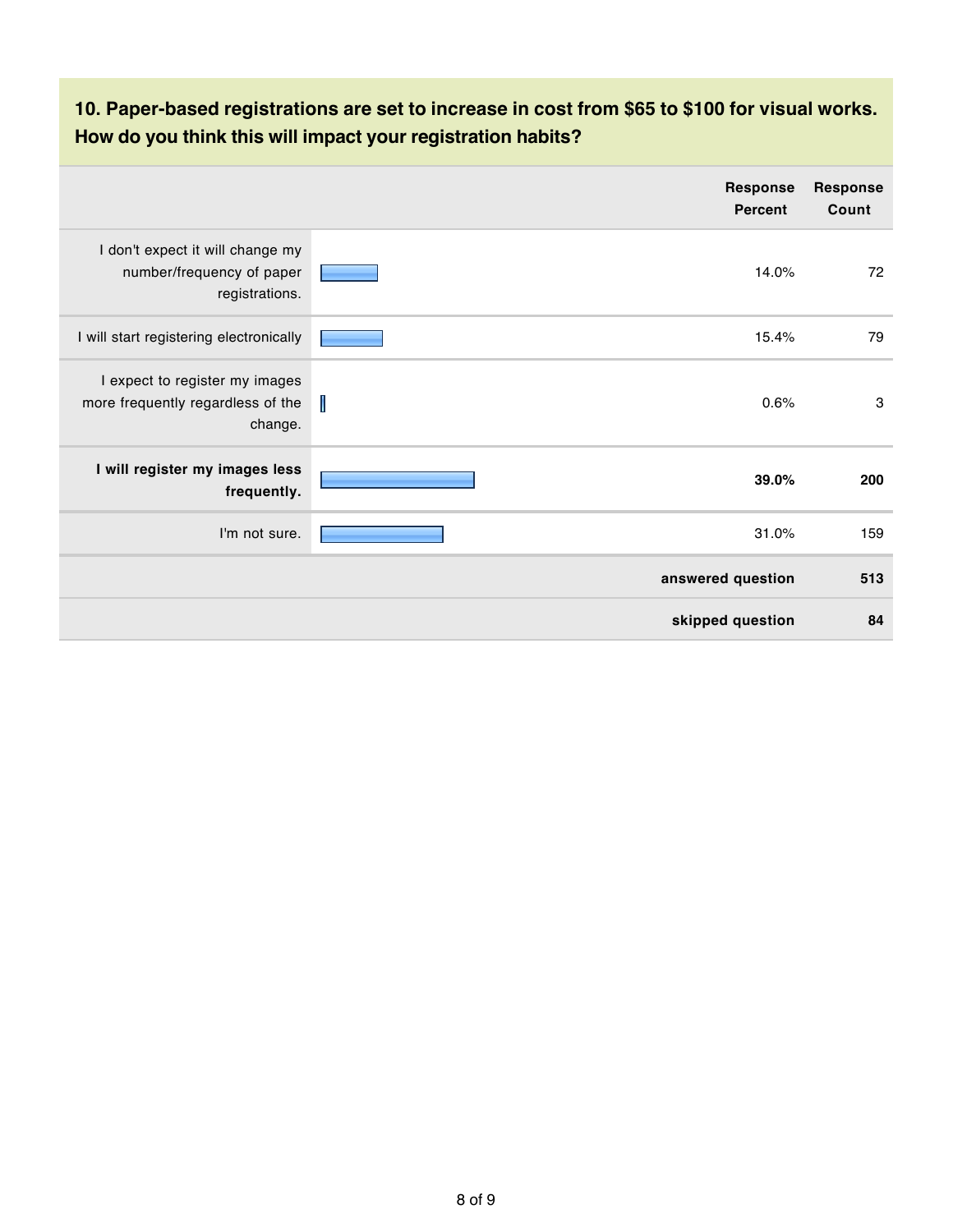### 10. Paper-based registrations are set to increase in cost from $65 to $100 for visual works. How do you think this will impact your registration habits?

| | Response Percent | Response Count |
|---|---|---|
| I don't expect it will change my number/frequency of paper registrations. | 14.0% | 72 |
| I will start registering electronically | 15.4% | 79 |
| I expect to register my images more frequently regardless of the change. | 0.6% | 3 |
| **I will register my images less frequently.** | **39.0%** | **200** |
| I'm not sure. | 31.0% | 159 |
| | **answered question** | **513** |
| | **skipped question** | **84** |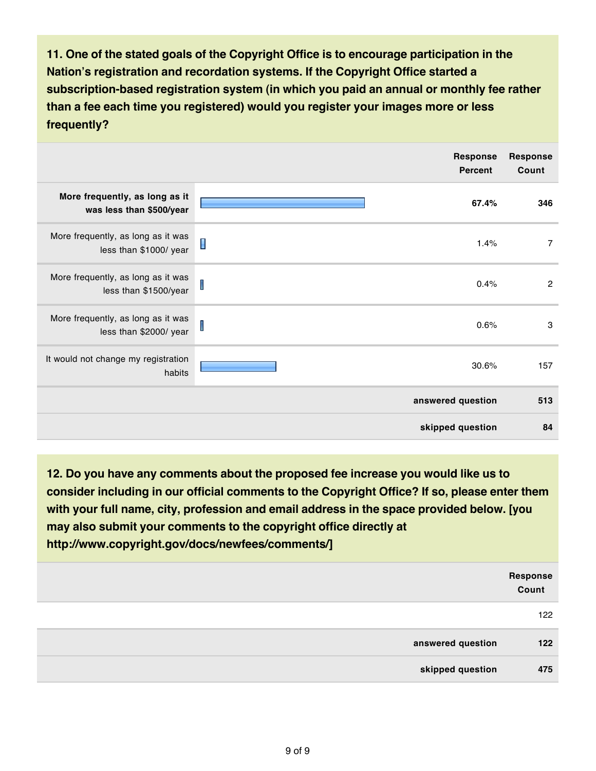**11. One of the stated goals of the Copyright Office is to encourage participation in the Nation's registration and recordation systems. If the Copyright Office started a subscription-based registration system (in which you paid an annual or monthly fee rather than a fee each time you registered) would you register your images more or less frequently?**

| | Response Percent | Response Count |
|---|---|---|
| **More frequently, as long as it was less than $500/year** | **67.4%** | **346** |
| More frequently, as long as it was less than $1000/ year | 1.4% | 7 |
| More frequently, as long as it was less than $1500/year | 0.4% | 2 |
| More frequently, as long as it was less than $2000/ year | 0.6% | 3 |
| It would not change my registration habits | 30.6% | 157 |
| | **answered question** | **513** |
| | **skipped question** | **84** |

**12. Do you have any comments about the proposed fee increase you would like us to consider including in our official comments to the Copyright Office? If so, please enter them with your full name, city, profession and email address in the space provided below. [you may also submit your comments to the copyright office directly at http://www.copyright.gov/docs/newfees/comments/]**

| | Response Count |
|---|---|
| | 122 |
| **answered question** | **122** |
| **skipped question** | **475** |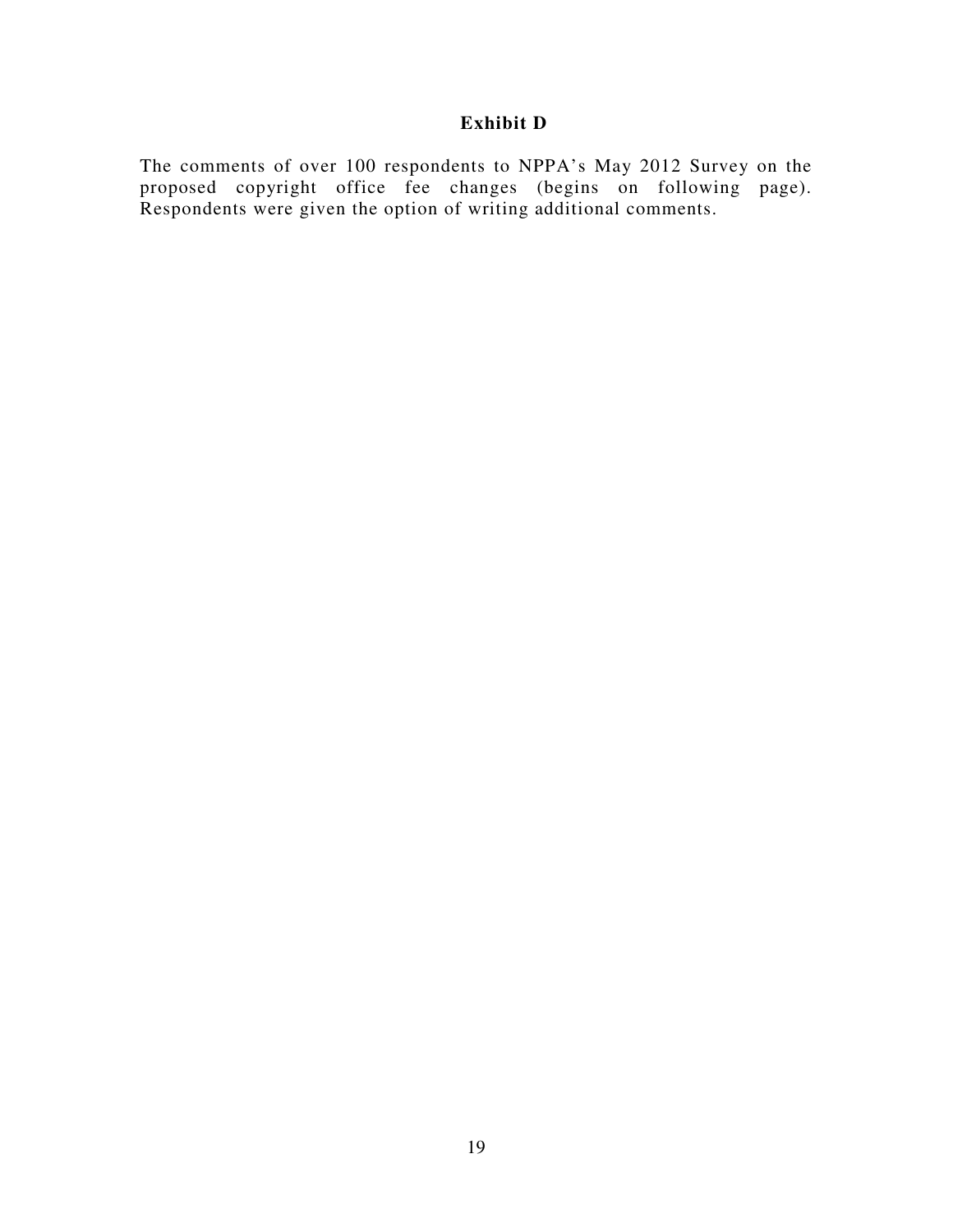## Exhibit D

The comments of over 100 respondents to NPPA's May 2012 Survey on the proposed copyright office fee changes (begins on following page). Respondents were given the option of writing additional comments.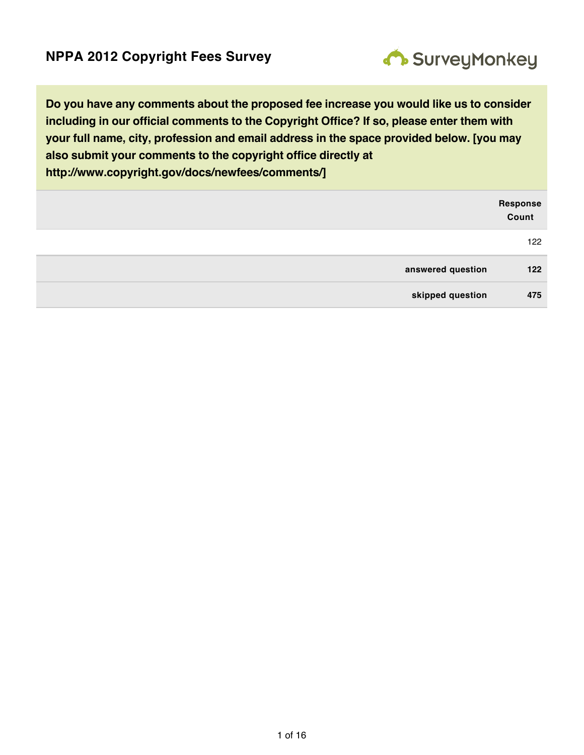# NPPA 2012 Copyright Fees Survey

SurveyMonkey

**Do you have any comments about the proposed fee increase you would like us to consider including in our official comments to the Copyright Office? If so, please enter them with your full name, city, profession and email address in the space provided below. [you may also submit your comments to the copyright office directly at http://www.copyright.gov/docs/newfees/comments/]**

| | Response Count |
|---|---|
| | 122 |
| **answered question** | **122** |
| **skipped question** | **475** |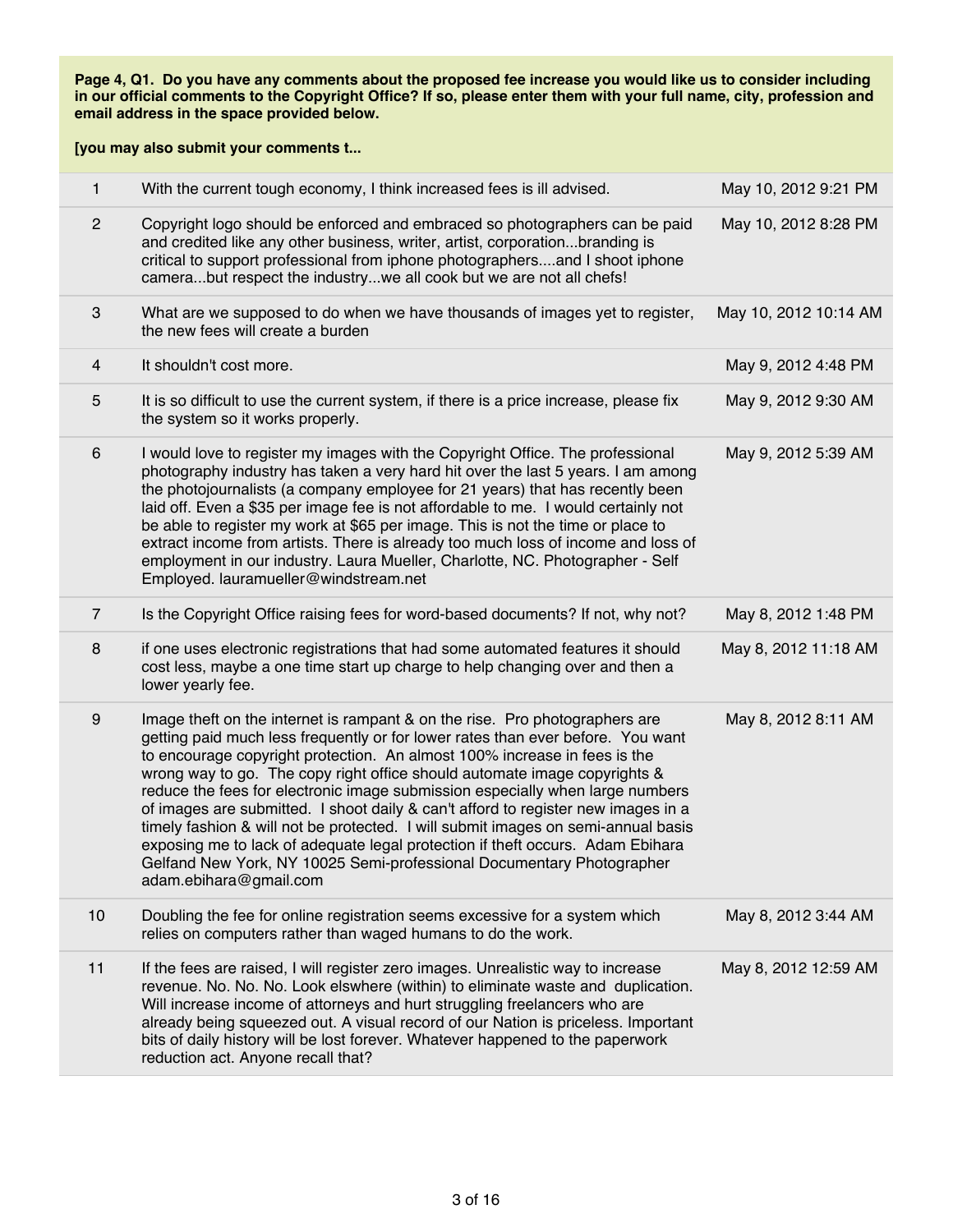**Page 4, Q1. Do you have any comments about the proposed fee increase you would like us to consider including in our official comments to the Copyright Office? If so, please enter them with your full name, city, profession and email address in the space provided below.**

**[you may also submit your comments t...**

| | | |
|---|---|---|
| 1 | With the current tough economy, I think increased fees is ill advised. | May 10, 2012 9:21 PM |
| 2 | Copyright logo should be enforced and embraced so photographers can be paid and credited like any other business, writer, artist, corporation...branding is critical to support professional from iphone photographers....and I shoot iphone camera...but respect the industry...we all cook but we are not all chefs! | May 10, 2012 8:28 PM |
| 3 | What are we supposed to do when we have thousands of images yet to register, the new fees will create a burden | May 10, 2012 10:14 AM |
| 4 | It shouldn't cost more. | May 9, 2012 4:48 PM |
| 5 | It is so difficult to use the current system, if there is a price increase, please fix the system so it works properly. | May 9, 2012 9:30 AM |
| 6 | I would love to register my images with the Copyright Office. The professional photography industry has taken a very hard hit over the last 5 years. I am among the photojournalists (a company employee for 21 years) that has recently been laid off. Even a $35 per image fee is not affordable to me. I would certainly not be able to register my work at $65 per image. This is not the time or place to extract income from artists. There is already too much loss of income and loss of employment in our industry. Laura Mueller, Charlotte, NC. Photographer - Self Employed. lauramueller@windstream.net | May 9, 2012 5:39 AM |
| 7 | Is the Copyright Office raising fees for word-based documents? If not, why not? | May 8, 2012 1:48 PM |
| 8 | if one uses electronic registrations that had some automated features it should cost less, maybe a one time start up charge to help changing over and then a lower yearly fee. | May 8, 2012 11:18 AM |
| 9 | Image theft on the internet is rampant & on the rise. Pro photographers are getting paid much less frequently or for lower rates than ever before. You want to encourage copyright protection. An almost 100% increase in fees is the wrong way to go. The copy right office should automate image copyrights & reduce the fees for electronic image submission especially when large numbers of images are submitted. I shoot daily & can't afford to register new images in a timely fashion & will not be protected. I will submit images on semi-annual basis exposing me to lack of adequate legal protection if theft occurs. Adam Ebihara Gelfand New York, NY 10025 Semi-professional Documentary Photographer adam.ebihara@gmail.com | May 8, 2012 8:11 AM |
| 10 | Doubling the fee for online registration seems excessive for a system which relies on computers rather than waged humans to do the work. | May 8, 2012 3:44 AM |
| 11 | If the fees are raised, I will register zero images. Unrealistic way to increase revenue. No. No. No. Look elswhere (within) to eliminate waste and duplication. Will increase income of attorneys and hurt struggling freelancers who are already being squeezed out. A visual record of our Nation is priceless. Important bits of daily history will be lost forever. Whatever happened to the paperwork reduction act. Anyone recall that? | May 8, 2012 12:59 AM |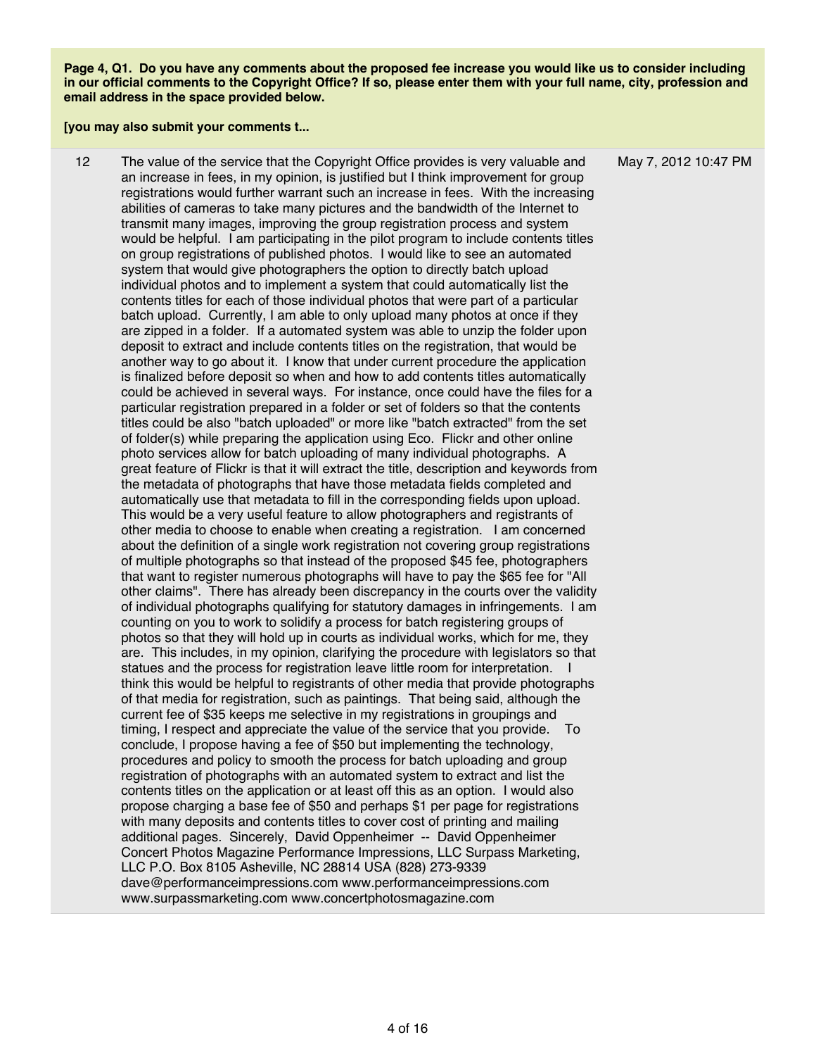**Page 4, Q1. Do you have any comments about the proposed fee increase you would like us to consider including in our official comments to the Copyright Office? If so, please enter them with your full name, city, profession and email address in the space provided below.**

**[you may also submit your comments t...**

| # | Response | Date |
|---|---|---|
| 12 | The value of the service that the Copyright Office provides is very valuable and an increase in fees, in my opinion, is justified but I think improvement for group registrations would further warrant such an increase in fees. With the increasing abilities of cameras to take many pictures and the bandwidth of the Internet to transmit many images, improving the group registration process and system would be helpful. I am participating in the pilot program to include contents titles on group registrations of published photos. I would like to see an automated system that would give photographers the option to directly batch upload individual photos and to implement a system that could automatically list the contents titles for each of those individual photos that were part of a particular batch upload. Currently, I am able to only upload many photos at once if they are zipped in a folder. If a automated system was able to unzip the folder upon deposit to extract and include contents titles on the registration, that would be another way to go about it. I know that under current procedure the application is finalized before deposit so when and how to add contents titles automatically could be achieved in several ways. For instance, once could have the files for a particular registration prepared in a folder or set of folders so that the contents titles could be also "batch uploaded" or more like "batch extracted" from the set of folder(s) while preparing the application using Eco. Flickr and other online photo services allow for batch uploading of many individual photographs. A great feature of Flickr is that it will extract the title, description and keywords from the metadata of photographs that have those metadata fields completed and automatically use that metadata to fill in the corresponding fields upon upload. This would be a very useful feature to allow photographers and registrants of other media to choose to enable when creating a registration. I am concerned about the definition of a single work registration not covering group registrations of multiple photographs so that instead of the proposed $45 fee, photographers that want to register numerous photographs will have to pay the $65 fee for "All other claims". There has already been discrepancy in the courts over the validity of individual photographs qualifying for statutory damages in infringements. I am counting on you to work to solidify a process for batch registering groups of photos so that they will hold up in courts as individual works, which for me, they are. This includes, in my opinion, clarifying the procedure with legislators so that statues and the process for registration leave little room for interpretation. I think this would be helpful to registrants of other media that provide photographs of that media for registration, such as paintings. That being said, although the current fee of $35 keeps me selective in my registrations in groupings and timing, I respect and appreciate the value of the service that you provide. To conclude, I propose having a fee of $50 but implementing the technology, procedures and policy to smooth the process for batch uploading and group registration of photographs with an automated system to extract and list the contents titles on the application or at least off this as an option. I would also propose charging a base fee of $50 and perhaps $1 per page for registrations with many deposits and contents titles to cover cost of printing and mailing additional pages. Sincerely, David Oppenheimer -- David Oppenheimer Concert Photos Magazine Performance Impressions, LLC Surpass Marketing, LLC P.O. Box 8105 Asheville, NC 28814 USA (828) 273-9339 dave@performanceimpressions.com www.performanceimpressions.com www.surpassmarketing.com www.concertphotosmagazine.com | May 7, 2012 10:47 PM |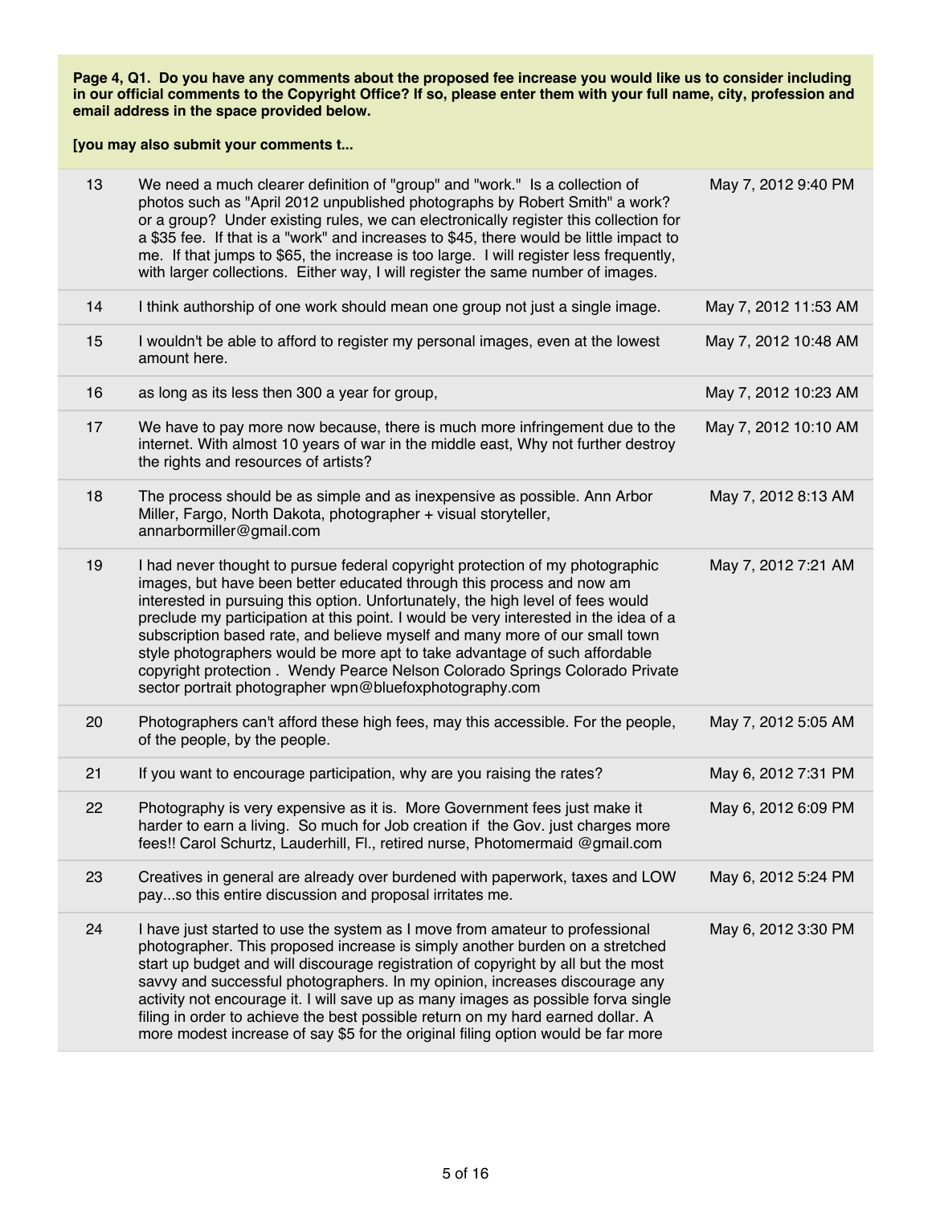**Page 4, Q1. Do you have any comments about the proposed fee increase you would like us to consider including in our official comments to the Copyright Office? If so, please enter them with your full name, city, profession and email address in the space provided below.**

**[you may also submit your comments t...**

| | | |
|---|---|---|
| 13 | We need a much clearer definition of "group" and "work." Is a collection of photos such as "April 2012 unpublished photographs by Robert Smith" a work? or a group? Under existing rules, we can electronically register this collection for a $35 fee. If that is a "work" and increases to $45, there would be little impact to me. If that jumps to $65, the increase is too large. I will register less frequently, with larger collections. Either way, I will register the same number of images. | May 7, 2012 9:40 PM |
| 14 | I think authorship of one work should mean one group not just a single image. | May 7, 2012 11:53 AM |
| 15 | I wouldn't be able to afford to register my personal images, even at the lowest amount here. | May 7, 2012 10:48 AM |
| 16 | as long as its less then 300 a year for group, | May 7, 2012 10:23 AM |
| 17 | We have to pay more now because, there is much more infringement due to the internet. With almost 10 years of war in the middle east, Why not further destroy the rights and resources of artists? | May 7, 2012 10:10 AM |
| 18 | The process should be as simple and as inexpensive as possible. Ann Arbor Miller, Fargo, North Dakota, photographer + visual storyteller, annarbormiller@gmail.com | May 7, 2012 8:13 AM |
| 19 | I had never thought to pursue federal copyright protection of my photographic images, but have been better educated through this process and now am interested in pursuing this option. Unfortunately, the high level of fees would preclude my participation at this point. I would be very interested in the idea of a subscription based rate, and believe myself and many more of our small town style photographers would be more apt to take advantage of such affordable copyright protection . Wendy Pearce Nelson Colorado Springs Colorado Private sector portrait photographer wpn@bluefoxphotography.com | May 7, 2012 7:21 AM |
| 20 | Photographers can't afford these high fees, may this accessible. For the people, of the people, by the people. | May 7, 2012 5:05 AM |
| 21 | If you want to encourage participation, why are you raising the rates? | May 6, 2012 7:31 PM |
| 22 | Photography is very expensive as it is. More Government fees just make it harder to earn a living. So much for Job creation if the Gov. just charges more fees!! Carol Schurtz, Lauderhill, Fl., retired nurse, Photomermaid @gmail.com | May 6, 2012 6:09 PM |
| 23 | Creatives in general are already over burdened with paperwork, taxes and LOW pay...so this entire discussion and proposal irritates me. | May 6, 2012 5:24 PM |
| 24 | I have just started to use the system as I move from amateur to professional photographer. This proposed increase is simply another burden on a stretched start up budget and will discourage registration of copyright by all but the most savvy and successful photographers. In my opinion, increases discourage any activity not encourage it. I will save up as many images as possible forva single filing in order to achieve the best possible return on my hard earned dollar. A more modest increase of say $5 for the original filing option would be far more | May 6, 2012 3:30 PM |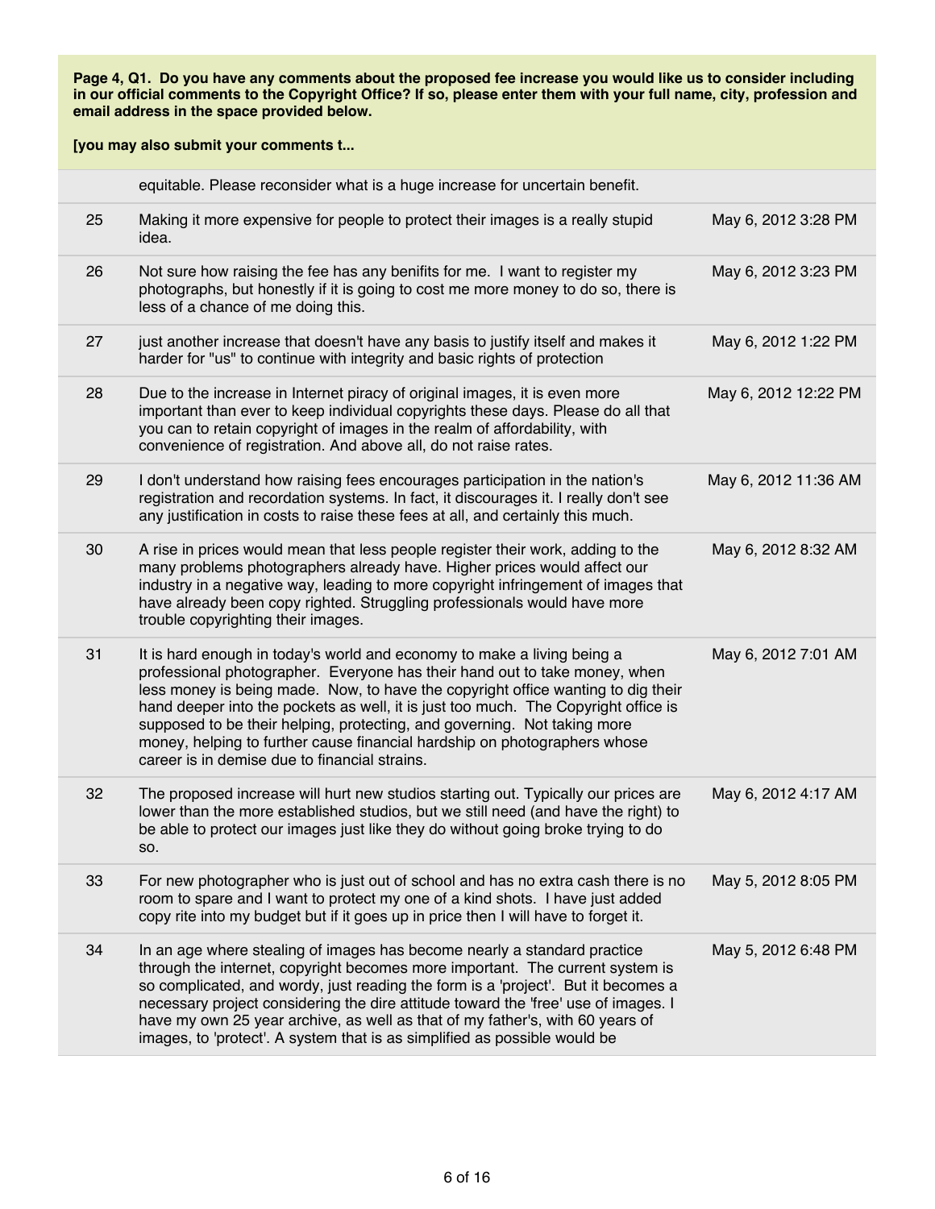**Page 4, Q1. Do you have any comments about the proposed fee increase you would like us to consider including in our official comments to the Copyright Office? If so, please enter them with your full name, city, profession and email address in the space provided below.**

**[you may also submit your comments t...**

| | | |
|---|---|---|
| | equitable. Please reconsider what is a huge increase for uncertain benefit. | |
| 25 | Making it more expensive for people to protect their images is a really stupid idea. | May 6, 2012 3:28 PM |
| 26 | Not sure how raising the fee has any benifits for me. I want to register my photographs, but honestly if it is going to cost me more money to do so, there is less of a chance of me doing this. | May 6, 2012 3:23 PM |
| 27 | just another increase that doesn't have any basis to justify itself and makes it harder for "us" to continue with integrity and basic rights of protection | May 6, 2012 1:22 PM |
| 28 | Due to the increase in Internet piracy of original images, it is even more important than ever to keep individual copyrights these days. Please do all that you can to retain copyright of images in the realm of affordability, with convenience of registration. And above all, do not raise rates. | May 6, 2012 12:22 PM |
| 29 | I don't understand how raising fees encourages participation in the nation's registration and recordation systems. In fact, it discourages it. I really don't see any justification in costs to raise these fees at all, and certainly this much. | May 6, 2012 11:36 AM |
| 30 | A rise in prices would mean that less people register their work, adding to the many problems photographers already have. Higher prices would affect our industry in a negative way, leading to more copyright infringement of images that have already been copy righted. Struggling professionals would have more trouble copyrighting their images. | May 6, 2012 8:32 AM |
| 31 | It is hard enough in today's world and economy to make a living being a professional photographer. Everyone has their hand out to take money, when less money is being made. Now, to have the copyright office wanting to dig their hand deeper into the pockets as well, it is just too much. The Copyright office is supposed to be their helping, protecting, and governing. Not taking more money, helping to further cause financial hardship on photographers whose career is in demise due to financial strains. | May 6, 2012 7:01 AM |
| 32 | The proposed increase will hurt new studios starting out. Typically our prices are lower than the more established studios, but we still need (and have the right) to be able to protect our images just like they do without going broke trying to do so. | May 6, 2012 4:17 AM |
| 33 | For new photographer who is just out of school and has no extra cash there is no room to spare and I want to protect my one of a kind shots. I have just added copy rite into my budget but if it goes up in price then I will have to forget it. | May 5, 2012 8:05 PM |
| 34 | In an age where stealing of images has become nearly a standard practice through the internet, copyright becomes more important. The current system is so complicated, and wordy, just reading the form is a 'project'. But it becomes a necessary project considering the dire attitude toward the 'free' use of images. I have my own 25 year archive, as well as that of my father's, with 60 years of images, to 'protect'. A system that is as simplified as possible would be | May 5, 2012 6:48 PM |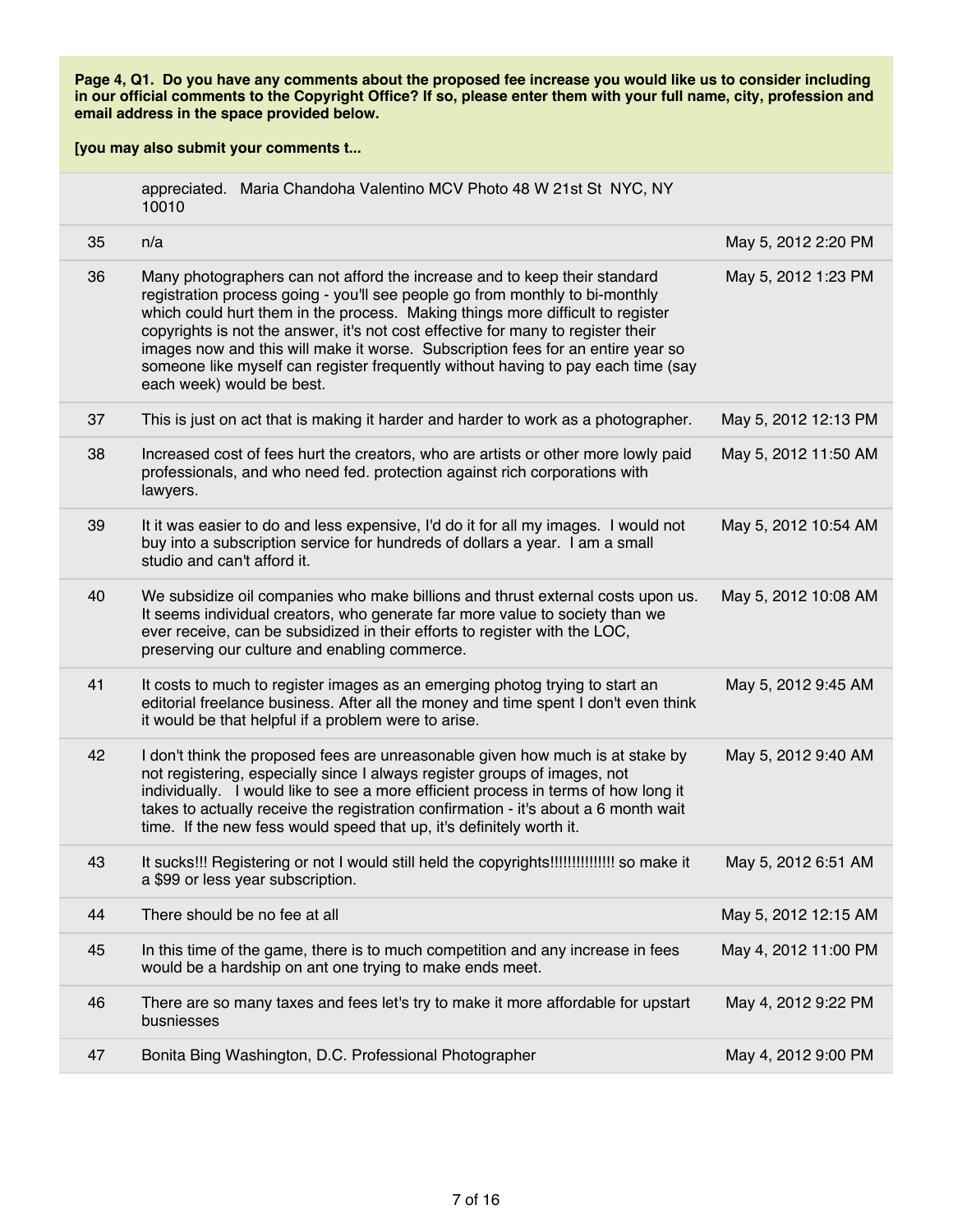**Page 4, Q1. Do you have any comments about the proposed fee increase you would like us to consider including in our official comments to the Copyright Office? If so, please enter them with your full name, city, profession and email address in the space provided below.**

**[you may also submit your comments t...**

| | | |
|---|---|---|
| | appreciated. Maria Chandoha Valentino MCV Photo 48 W 21st St NYC, NY 10010 | |
| 35 | n/a | May 5, 2012 2:20 PM |
| 36 | Many photographers can not afford the increase and to keep their standard registration process going - you'll see people go from monthly to bi-monthly which could hurt them in the process. Making things more difficult to register copyrights is not the answer, it's not cost effective for many to register their images now and this will make it worse. Subscription fees for an entire year so someone like myself can register frequently without having to pay each time (say each week) would be best. | May 5, 2012 1:23 PM |
| 37 | This is just on act that is making it harder and harder to work as a photographer. | May 5, 2012 12:13 PM |
| 38 | Increased cost of fees hurt the creators, who are artists or other more lowly paid professionals, and who need fed. protection against rich corporations with lawyers. | May 5, 2012 11:50 AM |
| 39 | It it was easier to do and less expensive, I'd do it for all my images. I would not buy into a subscription service for hundreds of dollars a year. I am a small studio and can't afford it. | May 5, 2012 10:54 AM |
| 40 | We subsidize oil companies who make billions and thrust external costs upon us. It seems individual creators, who generate far more value to society than we ever receive, can be subsidized in their efforts to register with the LOC, preserving our culture and enabling commerce. | May 5, 2012 10:08 AM |
| 41 | It costs to much to register images as an emerging photog trying to start an editorial freelance business. After all the money and time spent I don't even think it would be that helpful if a problem were to arise. | May 5, 2012 9:45 AM |
| 42 | I don't think the proposed fees are unreasonable given how much is at stake by not registering, especially since I always register groups of images, not individually. I would like to see a more efficient process in terms of how long it takes to actually receive the registration confirmation - it's about a 6 month wait time. If the new fess would speed that up, it's definitely worth it. | May 5, 2012 9:40 AM |
| 43 | It sucks!!! Registering or not I would still held the copyrights!!!!!!!!!!!!!! so make it a $99 or less year subscription. | May 5, 2012 6:51 AM |
| 44 | There should be no fee at all | May 5, 2012 12:15 AM |
| 45 | In this time of the game, there is to much competition and any increase in fees would be a hardship on ant one trying to make ends meet. | May 4, 2012 11:00 PM |
| 46 | There are so many taxes and fees let's try to make it more affordable for upstart busniesses | May 4, 2012 9:22 PM |
| 47 | Bonita Bing Washington, D.C. Professional Photographer | May 4, 2012 9:00 PM |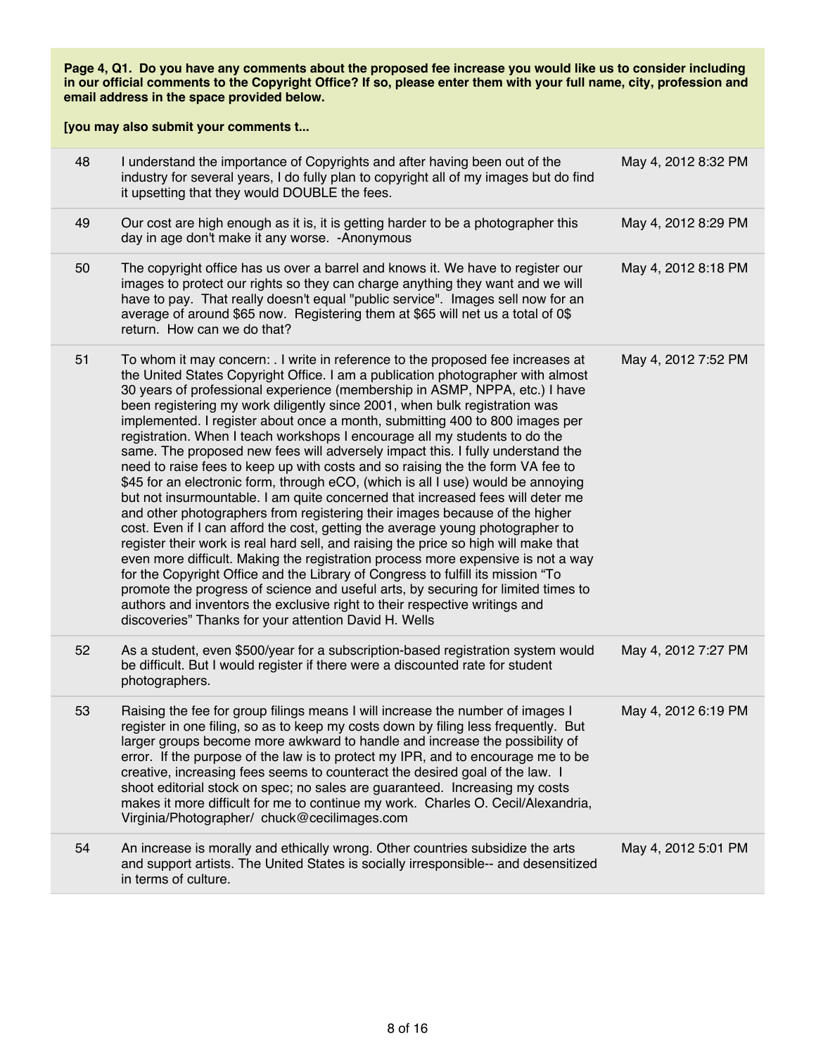**Page 4, Q1. Do you have any comments about the proposed fee increase you would like us to consider including in our official comments to the Copyright Office? If so, please enter them with your full name, city, profession and email address in the space provided below.**

**[you may also submit your comments t...**

| | | |
|---|---|---|
| 48 | I understand the importance of Copyrights and after having been out of the industry for several years, I do fully plan to copyright all of my images but do find it upsetting that they would DOUBLE the fees. | May 4, 2012 8:32 PM |
| 49 | Our cost are high enough as it is, it is getting harder to be a photographer this day in age don't make it any worse. -Anonymous | May 4, 2012 8:29 PM |
| 50 | The copyright office has us over a barrel and knows it. We have to register our images to protect our rights so they can charge anything they want and we will have to pay. That really doesn't equal "public service". Images sell now for an average of around $65 now. Registering them at $65 will net us a total of 0$ return. How can we do that? | May 4, 2012 8:18 PM |
| 51 | To whom it may concern: . I write in reference to the proposed fee increases at the United States Copyright Office. I am a publication photographer with almost 30 years of professional experience (membership in ASMP, NPPA, etc.) I have been registering my work diligently since 2001, when bulk registration was implemented. I register about once a month, submitting 400 to 800 images per registration. When I teach workshops I encourage all my students to do the same. The proposed new fees will adversely impact this. I fully understand the need to raise fees to keep up with costs and so raising the the form VA fee to $45 for an electronic form, through eCO, (which is all I use) would be annoying but not insurmountable. I am quite concerned that increased fees will deter me and other photographers from registering their images because of the higher cost. Even if I can afford the cost, getting the average young photographer to register their work is real hard sell, and raising the price so high will make that even more difficult. Making the registration process more expensive is not a way for the Copyright Office and the Library of Congress to fulfill its mission "To promote the progress of science and useful arts, by securing for limited times to authors and inventors the exclusive right to their respective writings and discoveries" Thanks for your attention David H. Wells | May 4, 2012 7:52 PM |
| 52 | As a student, even $500/year for a subscription-based registration system would be difficult. But I would register if there were a discounted rate for student photographers. | May 4, 2012 7:27 PM |
| 53 | Raising the fee for group filings means I will increase the number of images I register in one filing, so as to keep my costs down by filing less frequently. But larger groups become more awkward to handle and increase the possibility of error. If the purpose of the law is to protect my IPR, and to encourage me to be creative, increasing fees seems to counteract the desired goal of the law. I shoot editorial stock on spec; no sales are guaranteed. Increasing my costs makes it more difficult for me to continue my work. Charles O. Cecil/Alexandria, Virginia/Photographer/ chuck@cecilimages.com | May 4, 2012 6:19 PM |
| 54 | An increase is morally and ethically wrong. Other countries subsidize the arts and support artists. The United States is socially irresponsible-- and desensitized in terms of culture. | May 4, 2012 5:01 PM |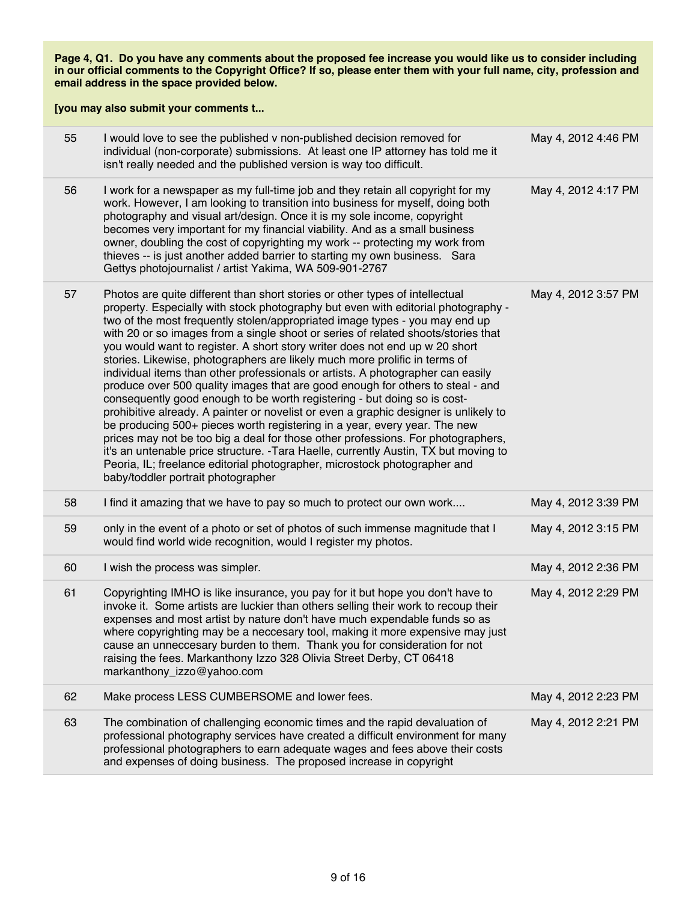**Page 4, Q1. Do you have any comments about the proposed fee increase you would like us to consider including in our official comments to the Copyright Office? If so, please enter them with your full name, city, profession and email address in the space provided below.**

**[you may also submit your comments t...**

| | | |
|---|---|---|
| 55 | I would love to see the published v non-published decision removed for individual (non-corporate) submissions. At least one IP attorney has told me it isn't really needed and the published version is way too difficult. | May 4, 2012 4:46 PM |
| 56 | I work for a newspaper as my full-time job and they retain all copyright for my work. However, I am looking to transition into business for myself, doing both photography and visual art/design. Once it is my sole income, copyright becomes very important for my financial viability. And as a small business owner, doubling the cost of copyrighting my work -- protecting my work from thieves -- is just another added barrier to starting my own business. Sara Gettys photojournalist / artist Yakima, WA 509-901-2767 | May 4, 2012 4:17 PM |
| 57 | Photos are quite different than short stories or other types of intellectual property. Especially with stock photography but even with editorial photography - two of the most frequently stolen/appropriated image types - you may end up with 20 or so images from a single shoot or series of related shoots/stories that you would want to register. A short story writer does not end up w 20 short stories. Likewise, photographers are likely much more prolific in terms of individual items than other professionals or artists. A photographer can easily produce over 500 quality images that are good enough for others to steal - and consequently good enough to be worth registering - but doing so is cost-prohibitive already. A painter or novelist or even a graphic designer is unlikely to be producing 500+ pieces worth registering in a year, every year. The new prices may not be too big a deal for those other professions. For photographers, it's an untenable price structure. -Tara Haelle, currently Austin, TX but moving to Peoria, IL; freelance editorial photographer, microstock photographer and baby/toddler portrait photographer | May 4, 2012 3:57 PM |
| 58 | I find it amazing that we have to pay so much to protect our own work.... | May 4, 2012 3:39 PM |
| 59 | only in the event of a photo or set of photos of such immense magnitude that I would find world wide recognition, would I register my photos. | May 4, 2012 3:15 PM |
| 60 | I wish the process was simpler. | May 4, 2012 2:36 PM |
| 61 | Copyrighting IMHO is like insurance, you pay for it but hope you don't have to invoke it. Some artists are luckier than others selling their work to recoup their expenses and most artist by nature don't have much expendable funds so as where copyrighting may be a neccesary tool, making it more expensive may just cause an unneccesary burden to them. Thank you for consideration for not raising the fees. Markanthony Izzo 328 Olivia Street Derby, CT 06418 markanthony_izzo@yahoo.com | May 4, 2012 2:29 PM |
| 62 | Make process LESS CUMBERSOME and lower fees. | May 4, 2012 2:23 PM |
| 63 | The combination of challenging economic times and the rapid devaluation of professional photography services have created a difficult environment for many professional photographers to earn adequate wages and fees above their costs and expenses of doing business. The proposed increase in copyright | May 4, 2012 2:21 PM |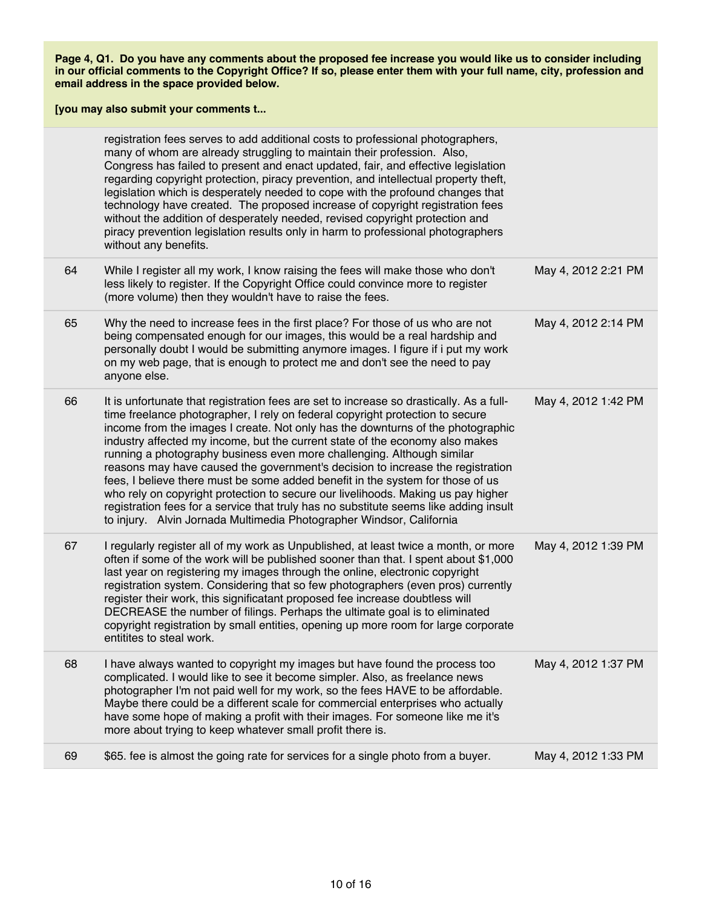**Page 4, Q1. Do you have any comments about the proposed fee increase you would like us to consider including in our official comments to the Copyright Office? If so, please enter them with your full name, city, profession and email address in the space provided below.**

**[you may also submit your comments t...**

| | | |
|---|---|---|
| | registration fees serves to add additional costs to professional photographers, many of whom are already struggling to maintain their profession. Also, Congress has failed to present and enact updated, fair, and effective legislation regarding copyright protection, piracy prevention, and intellectual property theft, legislation which is desperately needed to cope with the profound changes that technology have created. The proposed increase of copyright registration fees without the addition of desperately needed, revised copyright protection and piracy prevention legislation results only in harm to professional photographers without any benefits. | |
| 64 | While I register all my work, I know raising the fees will make those who don't less likely to register. If the Copyright Office could convince more to register (more volume) then they wouldn't have to raise the fees. | May 4, 2012 2:21 PM |
| 65 | Why the need to increase fees in the first place? For those of us who are not being compensated enough for our images, this would be a real hardship and personally doubt I would be submitting anymore images. I figure if i put my work on my web page, that is enough to protect me and don't see the need to pay anyone else. | May 4, 2012 2:14 PM |
| 66 | It is unfortunate that registration fees are set to increase so drastically. As a full-time freelance photographer, I rely on federal copyright protection to secure income from the images I create. Not only has the downturns of the photographic industry affected my income, but the current state of the economy also makes running a photography business even more challenging. Although similar reasons may have caused the government's decision to increase the registration fees, I believe there must be some added benefit in the system for those of us who rely on copyright protection to secure our livelihoods. Making us pay higher registration fees for a service that truly has no substitute seems like adding insult to injury. Alvin Jornada Multimedia Photographer Windsor, California | May 4, 2012 1:42 PM |
| 67 | I regularly register all of my work as Unpublished, at least twice a month, or more often if some of the work will be published sooner than that. I spent about $1,000 last year on registering my images through the online, electronic copyright registration system. Considering that so few photographers (even pros) currently register their work, this significatant proposed fee increase doubtless will DECREASE the number of filings. Perhaps the ultimate goal is to eliminated copyright registration by small entities, opening up more room for large corporate entitites to steal work. | May 4, 2012 1:39 PM |
| 68 | I have always wanted to copyright my images but have found the process too complicated. I would like to see it become simpler. Also, as freelance news photographer I'm not paid well for my work, so the fees HAVE to be affordable. Maybe there could be a different scale for commercial enterprises who actually have some hope of making a profit with their images. For someone like me it's more about trying to keep whatever small profit there is. | May 4, 2012 1:37 PM |
| 69 | $65. fee is almost the going rate for services for a single photo from a buyer. | May 4, 2012 1:33 PM |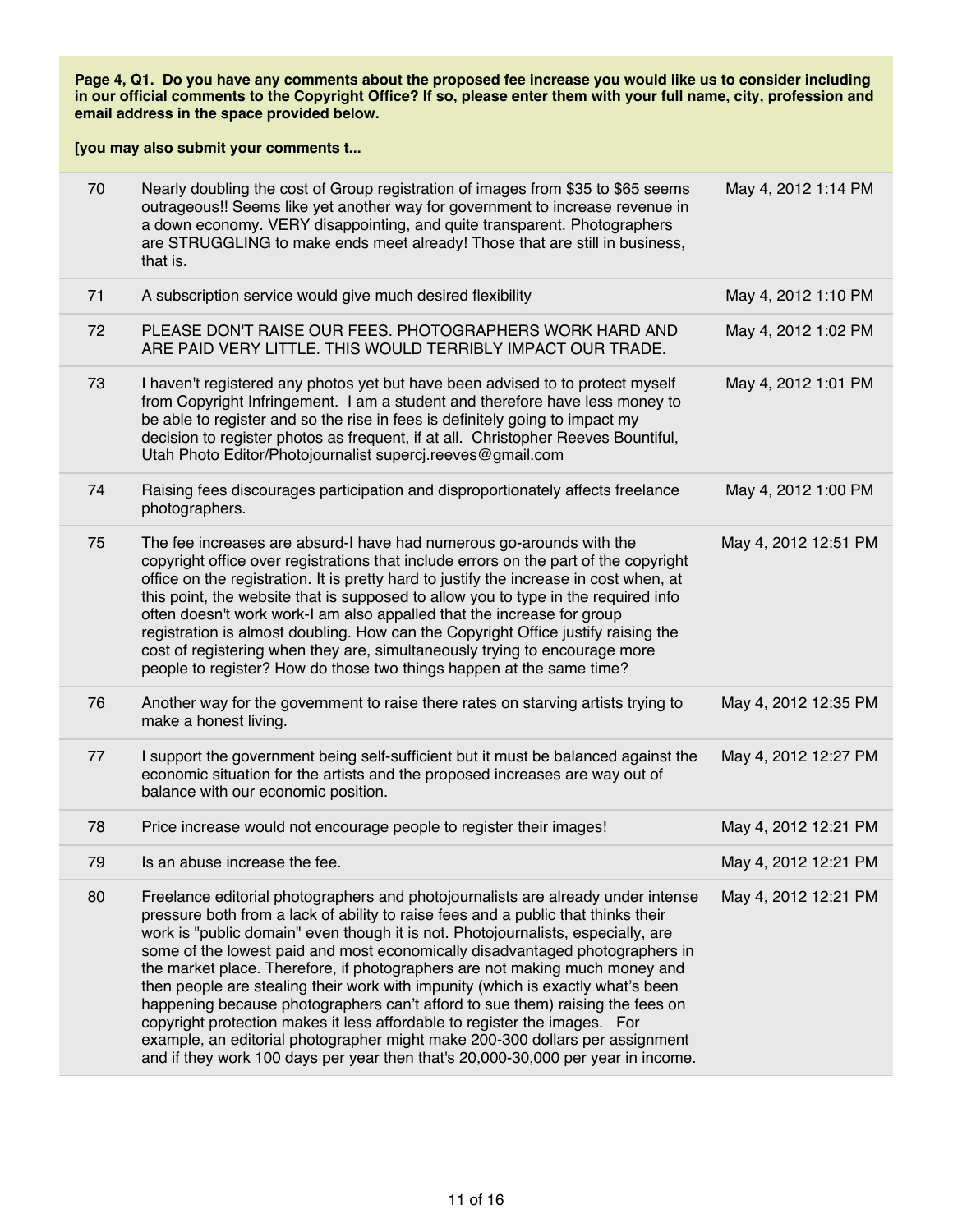**Page 4, Q1. Do you have any comments about the proposed fee increase you would like us to consider including in our official comments to the Copyright Office? If so, please enter them with your full name, city, profession and email address in the space provided below.**

**[you may also submit your comments t...**

| | | |
|---|---|---|
| 70 | Nearly doubling the cost of Group registration of images from $35 to $65 seems outrageous!! Seems like yet another way for government to increase revenue in a down economy. VERY disappointing, and quite transparent. Photographers are STRUGGLING to make ends meet already! Those that are still in business, that is. | May 4, 2012 1:14 PM |
| 71 | A subscription service would give much desired flexibility | May 4, 2012 1:10 PM |
| 72 | PLEASE DON'T RAISE OUR FEES. PHOTOGRAPHERS WORK HARD AND ARE PAID VERY LITTLE. THIS WOULD TERRIBLY IMPACT OUR TRADE. | May 4, 2012 1:02 PM |
| 73 | I haven't registered any photos yet but have been advised to to protect myself from Copyright Infringement. I am a student and therefore have less money to be able to register and so the rise in fees is definitely going to impact my decision to register photos as frequent, if at all. Christopher Reeves Bountiful, Utah Photo Editor/Photojournalist supercj.reeves@gmail.com | May 4, 2012 1:01 PM |
| 74 | Raising fees discourages participation and disproportionately affects freelance photographers. | May 4, 2012 1:00 PM |
| 75 | The fee increases are absurd-I have had numerous go-arounds with the copyright office over registrations that include errors on the part of the copyright office on the registration. It is pretty hard to justify the increase in cost when, at this point, the website that is supposed to allow you to type in the required info often doesn't work work-I am also appalled that the increase for group registration is almost doubling. How can the Copyright Office justify raising the cost of registering when they are, simultaneously trying to encourage more people to register? How do those two things happen at the same time? | May 4, 2012 12:51 PM |
| 76 | Another way for the government to raise there rates on starving artists trying to make a honest living. | May 4, 2012 12:35 PM |
| 77 | I support the government being self-sufficient but it must be balanced against the economic situation for the artists and the proposed increases are way out of balance with our economic position. | May 4, 2012 12:27 PM |
| 78 | Price increase would not encourage people to register their images! | May 4, 2012 12:21 PM |
| 79 | Is an abuse increase the fee. | May 4, 2012 12:21 PM |
| 80 | Freelance editorial photographers and photojournalists are already under intense pressure both from a lack of ability to raise fees and a public that thinks their work is "public domain" even though it is not. Photojournalists, especially, are some of the lowest paid and most economically disadvantaged photographers in the market place. Therefore, if photographers are not making much money and then people are stealing their work with impunity (which is exactly what's been happening because photographers can't afford to sue them) raising the fees on copyright protection makes it less affordable to register the images. For example, an editorial photographer might make 200-300 dollars per assignment and if they work 100 days per year then that's 20,000-30,000 per year in income. | May 4, 2012 12:21 PM |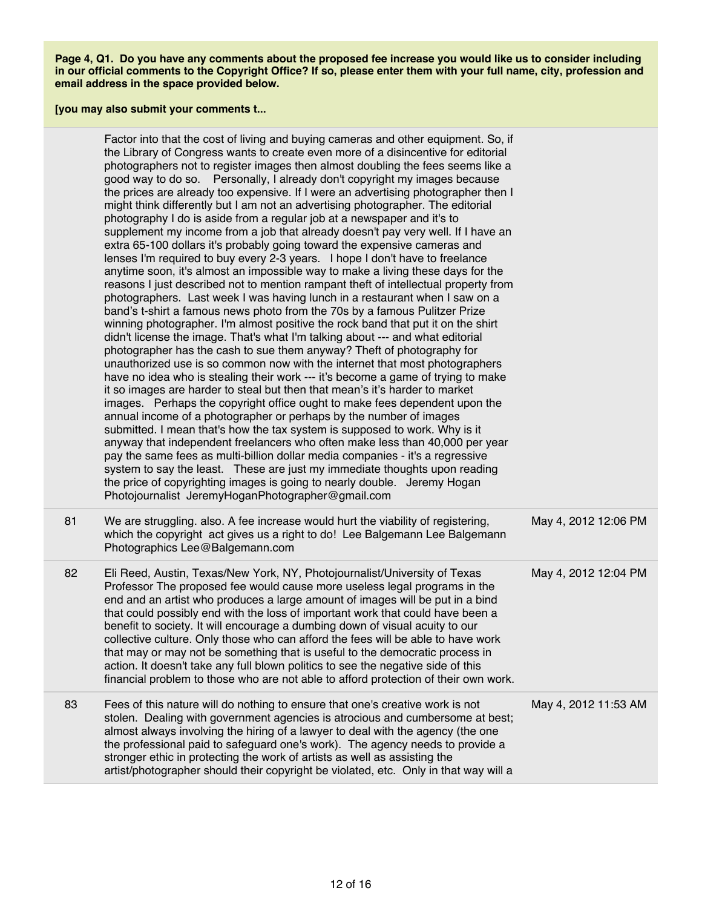**Page 4, Q1. Do you have any comments about the proposed fee increase you would like us to consider including in our official comments to the Copyright Office? If so, please enter them with your full name, city, profession and email address in the space provided below.**

**[you may also submit your comments t...**

| | | |
|---|---|---|
| | Factor into that the cost of living and buying cameras and other equipment. So, if the Library of Congress wants to create even more of a disincentive for editorial photographers not to register images then almost doubling the fees seems like a good way to do so. Personally, I already don't copyright my images because the prices are already too expensive. If I were an advertising photographer then I might think differently but I am not an advertising photographer. The editorial photography I do is aside from a regular job at a newspaper and it's to supplement my income from a job that already doesn't pay very well. If I have an extra 65-100 dollars it's probably going toward the expensive cameras and lenses I'm required to buy every 2-3 years. I hope I don't have to freelance anytime soon, it's almost an impossible way to make a living these days for the reasons I just described not to mention rampant theft of intellectual property from photographers. Last week I was having lunch in a restaurant when I saw on a band's t-shirt a famous news photo from the 70s by a famous Pulitzer Prize winning photographer. I'm almost positive the rock band that put it on the shirt didn't license the image. That's what I'm talking about --- and what editorial photographer has the cash to sue them anyway? Theft of photography for unauthorized use is so common now with the internet that most photographers have no idea who is stealing their work --- it's become a game of trying to make it so images are harder to steal but then that mean's it's harder to market images. Perhaps the copyright office ought to make fees dependent upon the annual income of a photographer or perhaps by the number of images submitted. I mean that's how the tax system is supposed to work. Why is it anyway that independent freelancers who often make less than 40,000 per year pay the same fees as multi-billion dollar media companies - it's a regressive system to say the least. These are just my immediate thoughts upon reading the price of copyrighting images is going to nearly double. Jeremy Hogan Photojournalist JeremyHoganPhotographer@gmail.com | |
| 81 | We are struggling. also. A fee increase would hurt the viability of registering, which the copyright act gives us a right to do! Lee Balgemann Lee Balgemann Photographics Lee@Balgemann.com | May 4, 2012 12:06 PM |
| 82 | Eli Reed, Austin, Texas/New York, NY, Photojournalist/University of Texas Professor The proposed fee would cause more useless legal programs in the end and an artist who produces a large amount of images will be put in a bind that could possibly end with the loss of important work that could have been a benefit to society. It will encourage a dumbing down of visual acuity to our collective culture. Only those who can afford the fees will be able to have work that may or may not be something that is useful to the democratic process in action. It doesn't take any full blown politics to see the negative side of this financial problem to those who are not able to afford protection of their own work. | May 4, 2012 12:04 PM |
| 83 | Fees of this nature will do nothing to ensure that one's creative work is not stolen. Dealing with government agencies is atrocious and cumbersome at best; almost always involving the hiring of a lawyer to deal with the agency (the one the professional paid to safeguard one's work). The agency needs to provide a stronger ethic in protecting the work of artists as well as assisting the artist/photographer should their copyright be violated, etc. Only in that way will a | May 4, 2012 11:53 AM |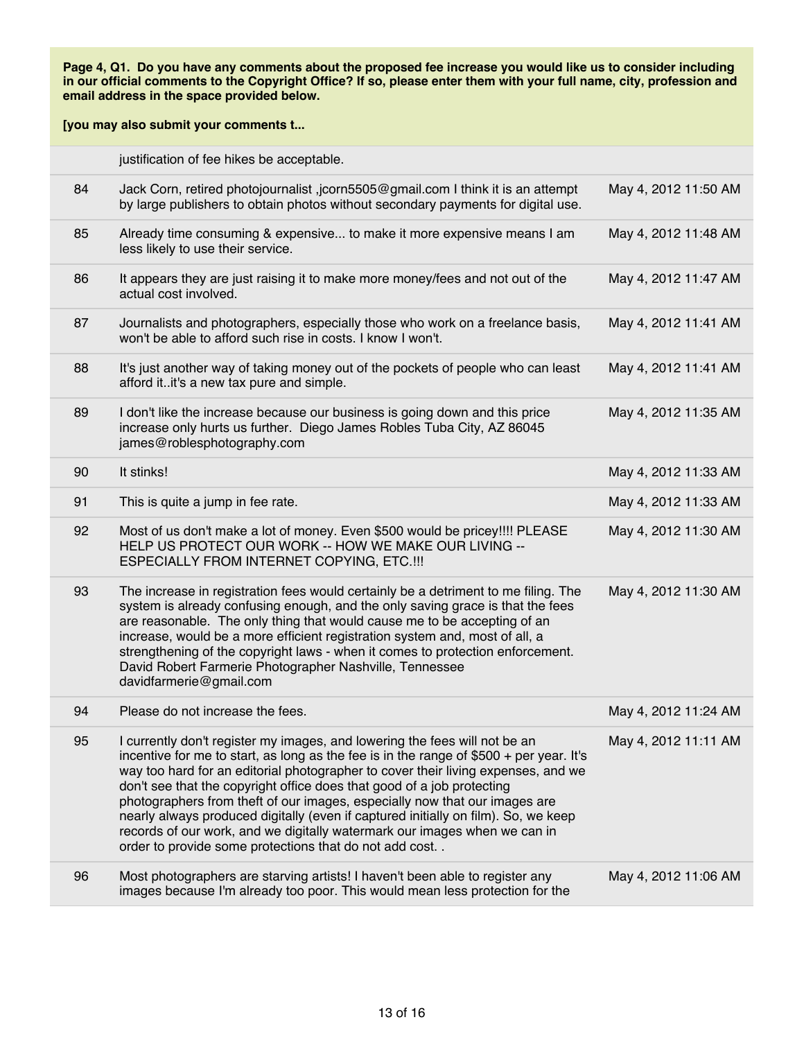**Page 4, Q1. Do you have any comments about the proposed fee increase you would like us to consider including in our official comments to the Copyright Office? If so, please enter them with your full name, city, profession and email address in the space provided below.**

**[you may also submit your comments t...**

| | | |
|---|---|---|
| | justification of fee hikes be acceptable. | |
| 84 | Jack Corn, retired photojournalist ,jcorn5505@gmail.com I think it is an attempt by large publishers to obtain photos without secondary payments for digital use. | May 4, 2012 11:50 AM |
| 85 | Already time consuming & expensive... to make it more expensive means I am less likely to use their service. | May 4, 2012 11:48 AM |
| 86 | It appears they are just raising it to make more money/fees and not out of the actual cost involved. | May 4, 2012 11:47 AM |
| 87 | Journalists and photographers, especially those who work on a freelance basis, won't be able to afford such rise in costs. I know I won't. | May 4, 2012 11:41 AM |
| 88 | It's just another way of taking money out of the pockets of people who can least afford it..it's a new tax pure and simple. | May 4, 2012 11:41 AM |
| 89 | I don't like the increase because our business is going down and this price increase only hurts us further. Diego James Robles Tuba City, AZ 86045 james@roblesphotography.com | May 4, 2012 11:35 AM |
| 90 | It stinks! | May 4, 2012 11:33 AM |
| 91 | This is quite a jump in fee rate. | May 4, 2012 11:33 AM |
| 92 | Most of us don't make a lot of money. Even $500 would be pricey!!!! PLEASE HELP US PROTECT OUR WORK -- HOW WE MAKE OUR LIVING -- ESPECIALLY FROM INTERNET COPYING, ETC.!!! | May 4, 2012 11:30 AM |
| 93 | The increase in registration fees would certainly be a detriment to me filing. The system is already confusing enough, and the only saving grace is that the fees are reasonable. The only thing that would cause me to be accepting of an increase, would be a more efficient registration system and, most of all, a strengthening of the copyright laws - when it comes to protection enforcement. David Robert Farmerie Photographer Nashville, Tennessee davidfarmerie@gmail.com | May 4, 2012 11:30 AM |
| 94 | Please do not increase the fees. | May 4, 2012 11:24 AM |
| 95 | I currently don't register my images, and lowering the fees will not be an incentive for me to start, as long as the fee is in the range of $500 + per year. It's way too hard for an editorial photographer to cover their living expenses, and we don't see that the copyright office does that good of a job protecting photographers from theft of our images, especially now that our images are nearly always produced digitally (even if captured initially on film). So, we keep records of our work, and we digitally watermark our images when we can in order to provide some protections that do not add cost. . | May 4, 2012 11:11 AM |
| 96 | Most photographers are starving artists! I haven't been able to register any images because I'm already too poor. This would mean less protection for the | May 4, 2012 11:06 AM |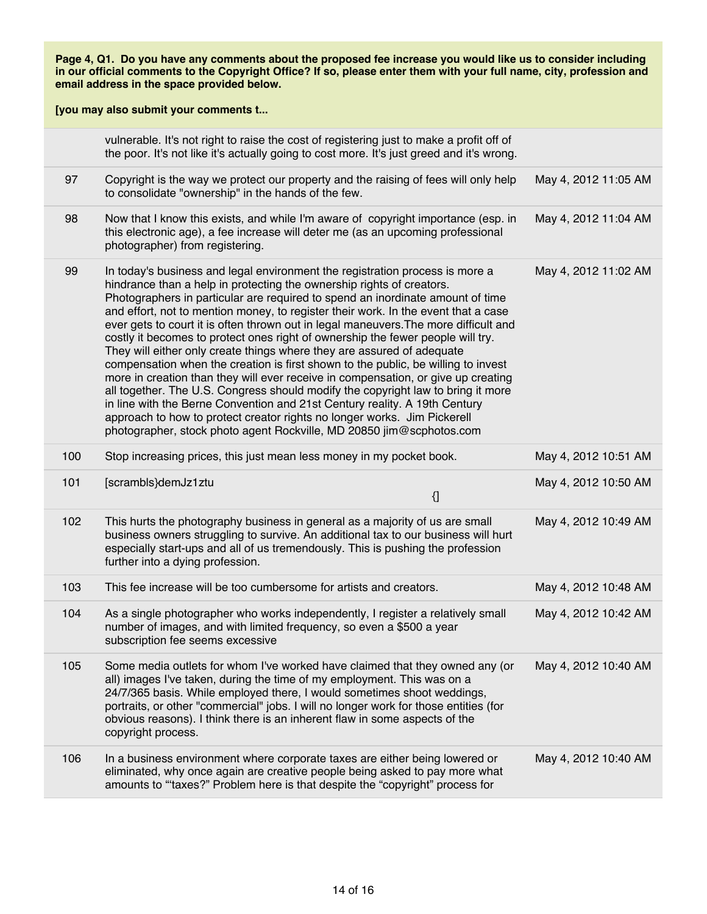**Page 4, Q1. Do you have any comments about the proposed fee increase you would like us to consider including in our official comments to the Copyright Office? If so, please enter them with your full name, city, profession and email address in the space provided below.**

**[you may also submit your comments t...**

| | | |
|---|---|---|
| | vulnerable. It's not right to raise the cost of registering just to make a profit off of the poor. It's not like it's actually going to cost more. It's just greed and it's wrong. | |
| 97 | Copyright is the way we protect our property and the raising of fees will only help to consolidate "ownership" in the hands of the few. | May 4, 2012 11:05 AM |
| 98 | Now that I know this exists, and while I'm aware of copyright importance (esp. in this electronic age), a fee increase will deter me (as an upcoming professional photographer) from registering. | May 4, 2012 11:04 AM |
| 99 | In today's business and legal environment the registration process is more a hindrance than a help in protecting the ownership rights of creators. Photographers in particular are required to spend an inordinate amount of time and effort, not to mention money, to register their work. In the event that a case ever gets to court it is often thrown out in legal maneuvers.The more difficult and costly it becomes to protect ones right of ownership the fewer people will try. They will either only create things where they are assured of adequate compensation when the creation is first shown to the public, be willing to invest more in creation than they will ever receive in compensation, or give up creating all together. The U.S. Congress should modify the copyright law to bring it more in line with the Berne Convention and 21st Century reality. A 19th Century approach to how to protect creator rights no longer works. Jim Pickerell photographer, stock photo agent Rockville, MD 20850 jim@scphotos.com | May 4, 2012 11:02 AM |
| 100 | Stop increasing prices, this just mean less money in my pocket book. | May 4, 2012 10:51 AM |
| 101 | [scrambls}demJz1ztu {] | May 4, 2012 10:50 AM |
| 102 | This hurts the photography business in general as a majority of us are small business owners struggling to survive. An additional tax to our business will hurt especially start-ups and all of us tremendously. This is pushing the profession further into a dying profession. | May 4, 2012 10:49 AM |
| 103 | This fee increase will be too cumbersome for artists and creators. | May 4, 2012 10:48 AM |
| 104 | As a single photographer who works independently, I register a relatively small number of images, and with limited frequency, so even a $500 a year subscription fee seems excessive | May 4, 2012 10:42 AM |
| 105 | Some media outlets for whom I've worked have claimed that they owned any (or all) images I've taken, during the time of my employment. This was on a 24/7/365 basis. While employed there, I would sometimes shoot weddings, portraits, or other "commercial" jobs. I will no longer work for those entities (for obvious reasons). I think there is an inherent flaw in some aspects of the copyright process. | May 4, 2012 10:40 AM |
| 106 | In a business environment where corporate taxes are either being lowered or eliminated, why once again are creative people being asked to pay more what amounts to "'taxes?" Problem here is that despite the "copyright" process for | May 4, 2012 10:40 AM |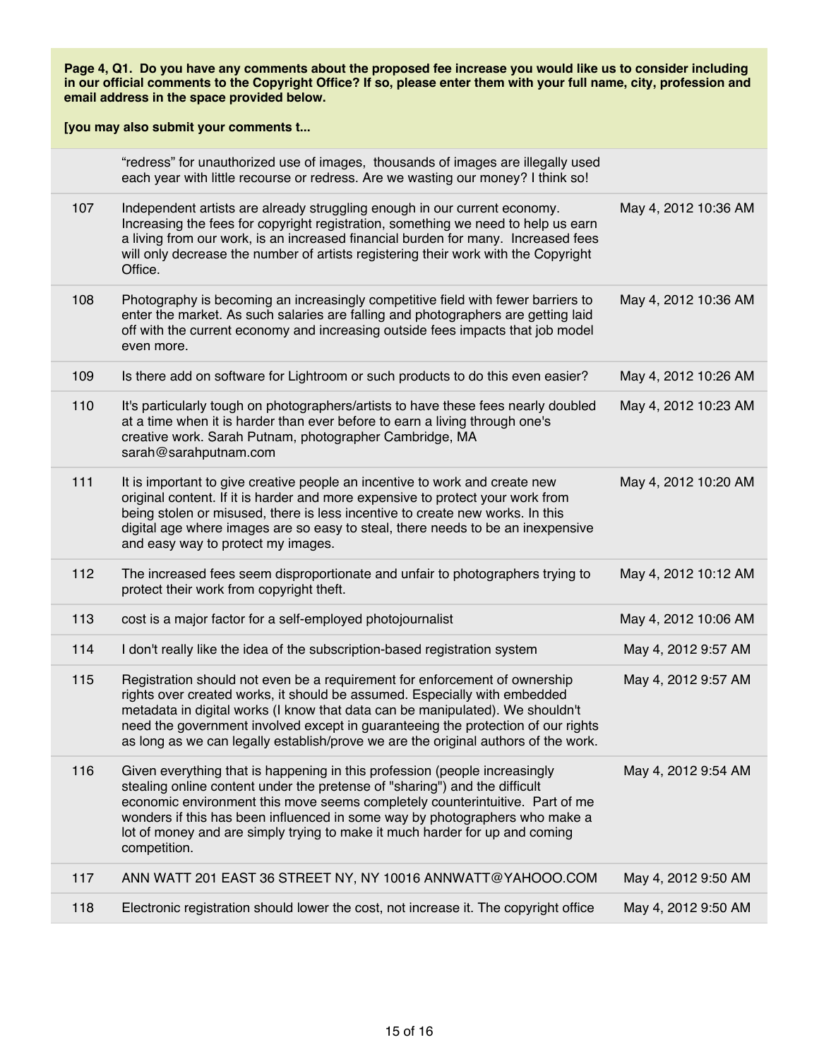**Page 4, Q1. Do you have any comments about the proposed fee increase you would like us to consider including in our official comments to the Copyright Office? If so, please enter them with your full name, city, profession and email address in the space provided below.**

**[you may also submit your comments t...**

| | | |
|---|---|---|
| | "redress" for unauthorized use of images, thousands of images are illegally used each year with little recourse or redress. Are we wasting our money? I think so! | |
| 107 | Independent artists are already struggling enough in our current economy. Increasing the fees for copyright registration, something we need to help us earn a living from our work, is an increased financial burden for many. Increased fees will only decrease the number of artists registering their work with the Copyright Office. | May 4, 2012 10:36 AM |
| 108 | Photography is becoming an increasingly competitive field with fewer barriers to enter the market. As such salaries are falling and photographers are getting laid off with the current economy and increasing outside fees impacts that job model even more. | May 4, 2012 10:36 AM |
| 109 | Is there add on software for Lightroom or such products to do this even easier? | May 4, 2012 10:26 AM |
| 110 | It's particularly tough on photographers/artists to have these fees nearly doubled at a time when it is harder than ever before to earn a living through one's creative work. Sarah Putnam, photographer Cambridge, MA sarah@sarahputnam.com | May 4, 2012 10:23 AM |
| 111 | It is important to give creative people an incentive to work and create new original content. If it is harder and more expensive to protect your work from being stolen or misused, there is less incentive to create new works. In this digital age where images are so easy to steal, there needs to be an inexpensive and easy way to protect my images. | May 4, 2012 10:20 AM |
| 112 | The increased fees seem disproportionate and unfair to photographers trying to protect their work from copyright theft. | May 4, 2012 10:12 AM |
| 113 | cost is a major factor for a self-employed photojournalist | May 4, 2012 10:06 AM |
| 114 | I don't really like the idea of the subscription-based registration system | May 4, 2012 9:57 AM |
| 115 | Registration should not even be a requirement for enforcement of ownership rights over created works, it should be assumed. Especially with embedded metadata in digital works (I know that data can be manipulated). We shouldn't need the government involved except in guaranteeing the protection of our rights as long as we can legally establish/prove we are the original authors of the work. | May 4, 2012 9:57 AM |
| 116 | Given everything that is happening in this profession (people increasingly stealing online content under the pretense of "sharing") and the difficult economic environment this move seems completely counterintuitive. Part of me wonders if this has been influenced in some way by photographers who make a lot of money and are simply trying to make it much harder for up and coming competition. | May 4, 2012 9:54 AM |
| 117 | ANN WATT 201 EAST 36 STREET NY, NY 10016 ANNWATT@YAHOOO.COM | May 4, 2012 9:50 AM |
| 118 | Electronic registration should lower the cost, not increase it. The copyright office | May 4, 2012 9:50 AM |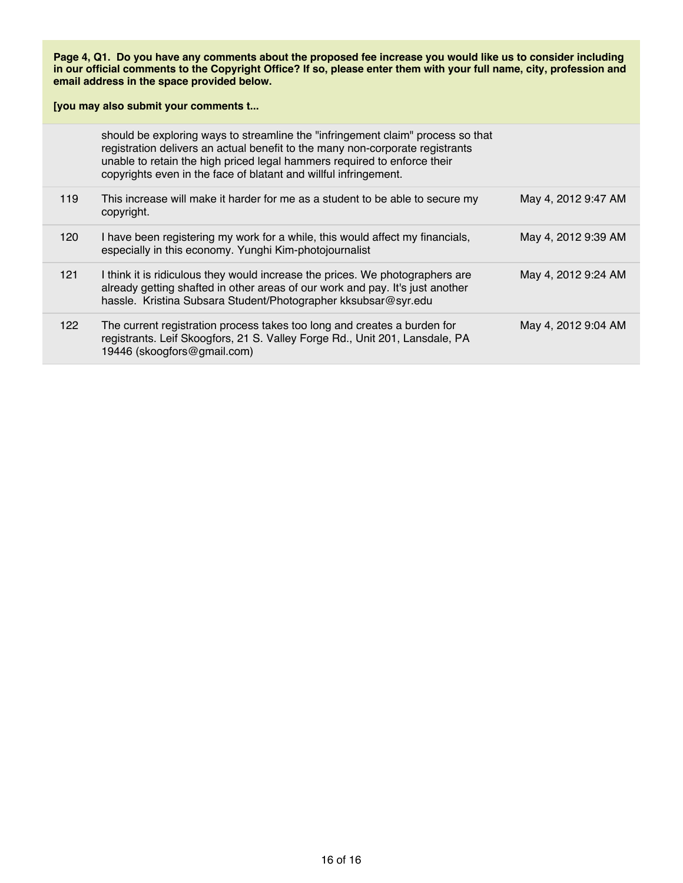**Page 4, Q1. Do you have any comments about the proposed fee increase you would like us to consider including in our official comments to the Copyright Office? If so, please enter them with your full name, city, profession and email address in the space provided below.**

**[you may also submit your comments t...**

| | | |
|---|---|---|
| | should be exploring ways to streamline the "infringement claim" process so that registration delivers an actual benefit to the many non-corporate registrants unable to retain the high priced legal hammers required to enforce their copyrights even in the face of blatant and willful infringement. | |
| 119 | This increase will make it harder for me as a student to be able to secure my copyright. | May 4, 2012 9:47 AM |
| 120 | I have been registering my work for a while, this would affect my financials, especially in this economy. Yunghi Kim-photojournalist | May 4, 2012 9:39 AM |
| 121 | I think it is ridiculous they would increase the prices. We photographers are already getting shafted in other areas of our work and pay. It's just another hassle. Kristina Subsara Student/Photographer kksubsar@syr.edu | May 4, 2012 9:24 AM |
| 122 | The current registration process takes too long and creates a burden for registrants. Leif Skoogfors, 21 S. Valley Forge Rd., Unit 201, Lansdale, PA 19446 (skoogfors@gmail.com) | May 4, 2012 9:04 AM |